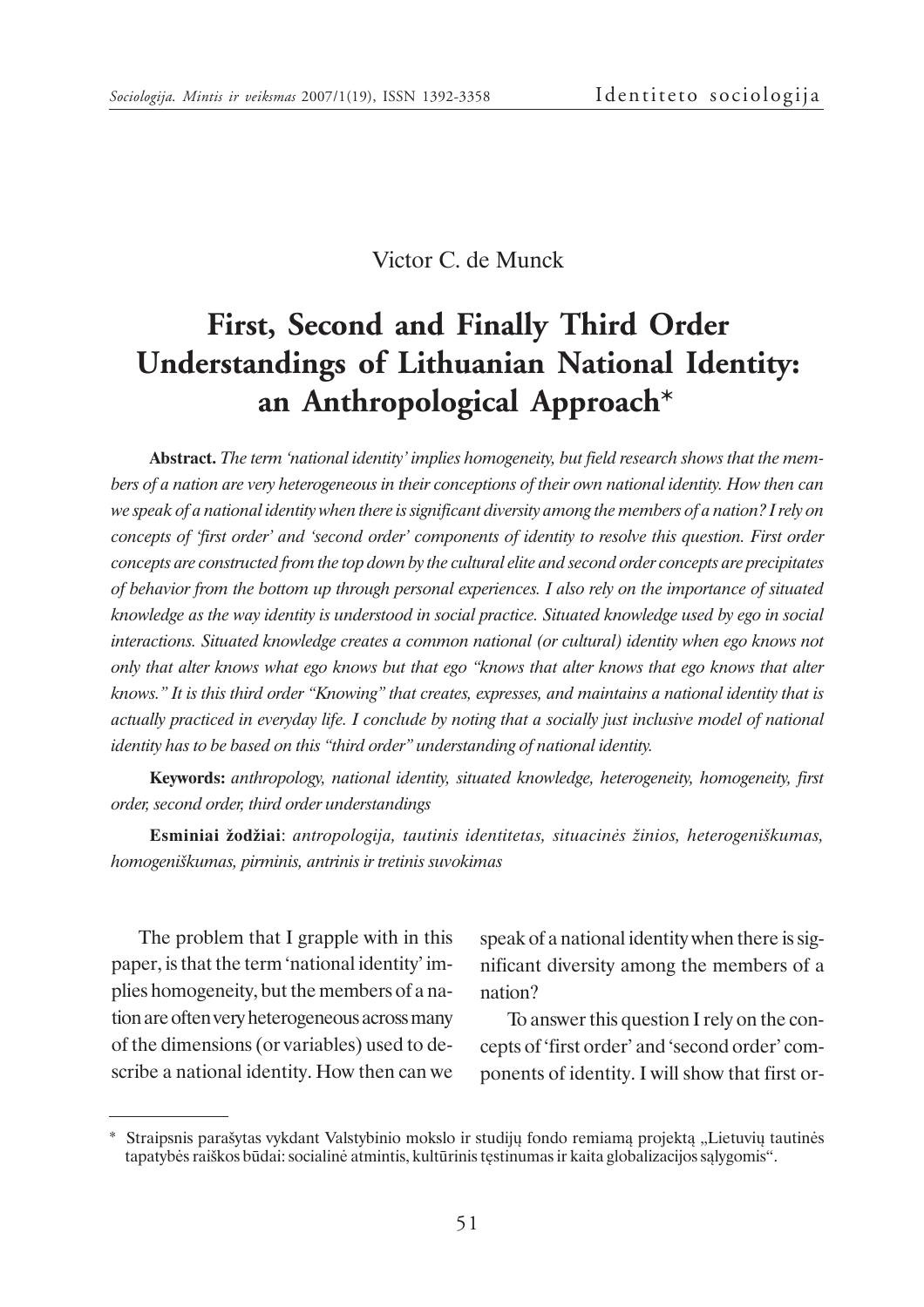Victor C. de Munck

# First, Second and Finally Third Order Understandings of Lithuanian National Identity: an Anthropological Approach*

**Abstract.** *The term 'national identity' implies homogeneity, but field research shows that the members of a nation are very heterogeneous in their conceptions of their own national identity. How then can we speak of a national identity when there is significant diversity among the members of a nation? I rely on concepts of 'first order' and 'second order' components of identity to resolve this question. First order concepts are constructed from the top down by the cultural elite and second order concepts are precipitates of behavior from the bottom up through personal experiences. I also rely on the importance of situated knowledge as the way identity is understood in social practice. Situated knowledge used by ego in social interactions. Situated knowledge creates a common national (or cultural) identity when ego knows not only that alter knows what ego knows but that ego "knows that alter knows that ego knows that alter knows." It is this third order "Knowing" that creates, expresses, and maintains a national identity that is actually practiced in everyday life. I conclude by noting that a socially just inclusive model of national identity has to be based on this "third order" understanding of national identity.*

**Keywords:** *anthropology, national identity, situated knowledge, heterogeneity, homogeneity, first order, second order, third order understandings*

**Esminiai žodžiai**: *antropologija, tautinis identitetas, situacinės žinios, heterogeniškumas, homogeniškumas, pirminis, antrinis ir tretinis suvokimas*

The problem that I grapple with in this paper, is that the term 'national identity' implies homogeneity, but the members of a nation are often very heterogeneous across many of the dimensions (or variables) used to describe a national identity. How then can we speak of a national identity when there is significant diversity among the members of a nation?

To answer this question I rely on the concepts of 'first order' and 'second order' components of identity. I will show that first or-

---

* Straipsnis parašytas vykdant Valstybinio mokslo ir studijų fondo remiamą projektą „Lietuvių tautinės tapatybės raiškos būdai: socialinė atmintis, kultūrinis tęstinumas ir kaita globalizacijos sąlygomis".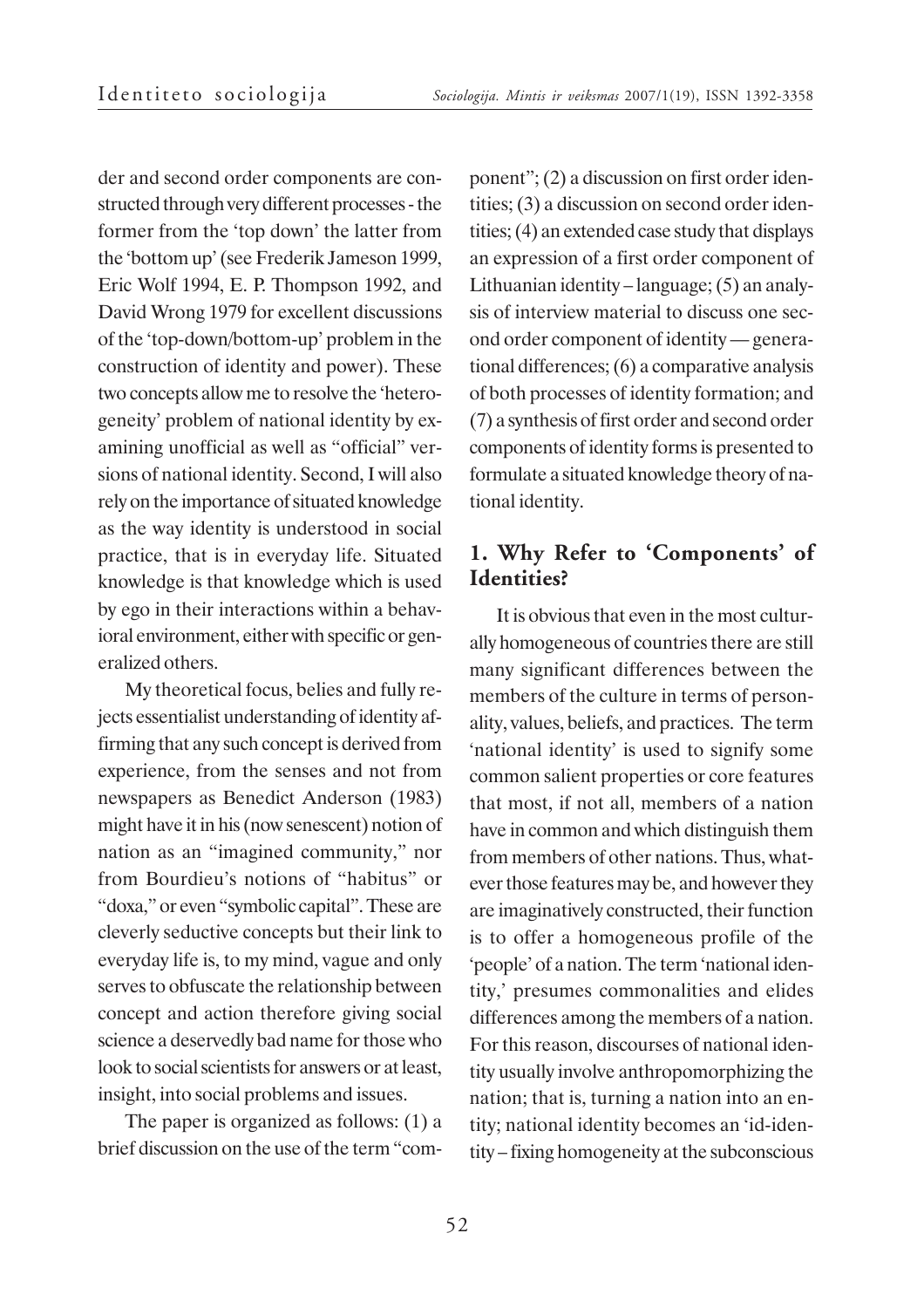der and second order components are constructed through very different processes - the former from the 'top down' the latter from the 'bottom up' (see Frederik Jameson 1999, Eric Wolf 1994, E. P. Thompson 1992, and David Wrong 1979 for excellent discussions of the 'top-down/bottom-up' problem in the construction of identity and power). These two concepts allow me to resolve the 'heterogeneity' problem of national identity by examining unofficial as well as "official" versions of national identity. Second, I will also rely on the importance of situated knowledge as the way identity is understood in social practice, that is in everyday life. Situated knowledge is that knowledge which is used by ego in their interactions within a behavioral environment, either with specific or generalized others.

My theoretical focus, belies and fully rejects essentialist understanding of identity affirming that any such concept is derived from experience, from the senses and not from newspapers as Benedict Anderson (1983) might have it in his (now senescent) notion of nation as an "imagined community," nor from Bourdieu's notions of "habitus" or "doxa," or even "symbolic capital". These are cleverly seductive concepts but their link to everyday life is, to my mind, vague and only serves to obfuscate the relationship between concept and action therefore giving social science a deservedly bad name for those who look to social scientists for answers or at least, insight, into social problems and issues.

The paper is organized as follows: (1) a brief discussion on the use of the term "component"; (2) a discussion on first order identities; (3) a discussion on second order identities; (4) an extended case study that displays an expression of a first order component of Lithuanian identity – language; (5) an analysis of interview material to discuss one second order component of identity — generational differences; (6) a comparative analysis of both processes of identity formation; and (7) a synthesis of first order and second order components of identity forms is presented to formulate a situated knowledge theory of national identity.

## 1. Why Refer to 'Components' of Identities?

It is obvious that even in the most culturally homogeneous of countries there are still many significant differences between the members of the culture in terms of personality, values, beliefs, and practices. The term 'national identity' is used to signify some common salient properties or core features that most, if not all, members of a nation have in common and which distinguish them from members of other nations. Thus, whatever those features may be, and however they are imaginatively constructed, their function is to offer a homogeneous profile of the 'people' of a nation. The term 'national identity,' presumes commonalities and elides differences among the members of a nation. For this reason, discourses of national identity usually involve anthropomorphizing the nation; that is, turning a nation into an entity; national identity becomes an 'id-identity – fixing homogeneity at the subconscious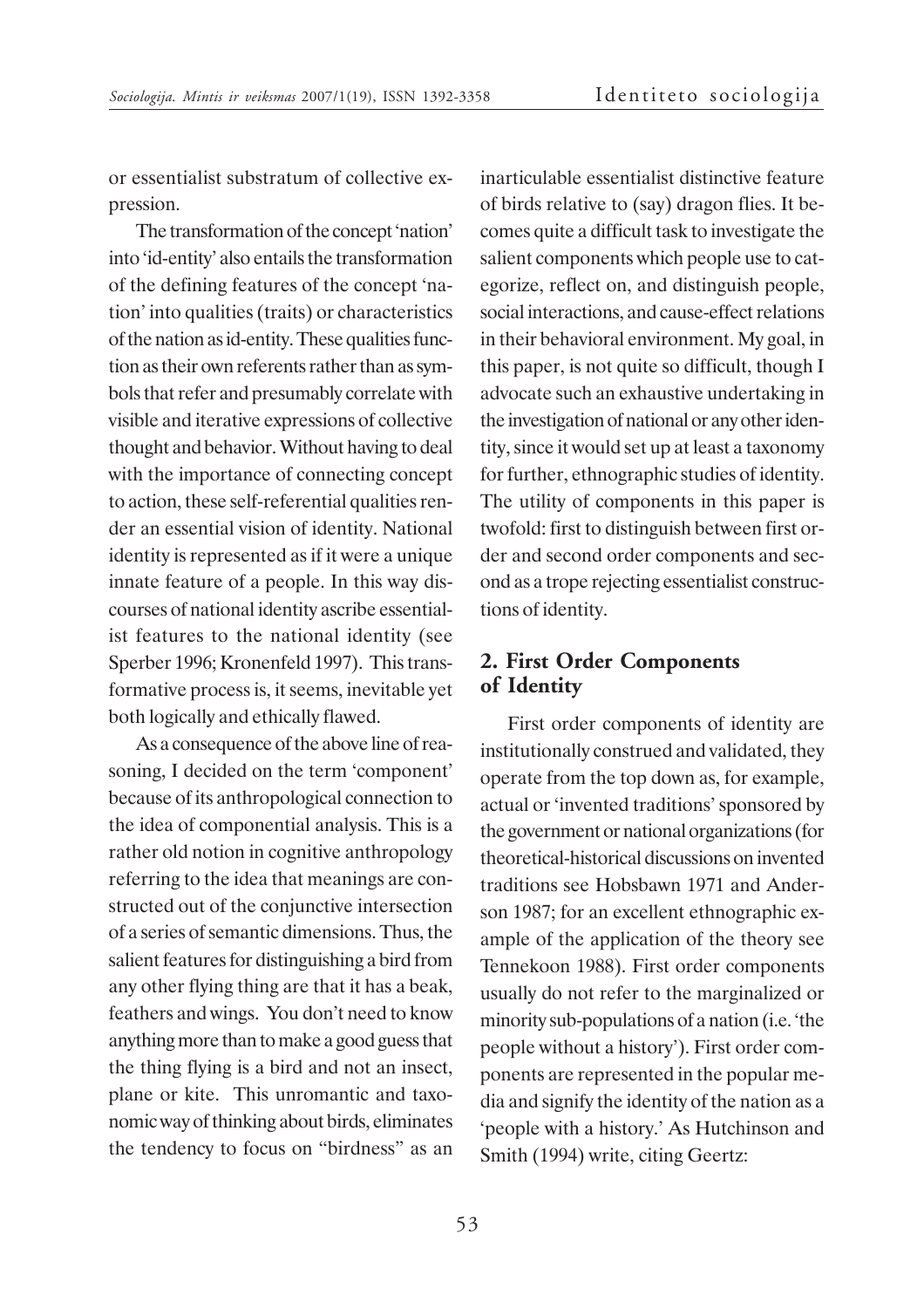or essentialist substratum of collective expression.

The transformation of the concept 'nation' into 'id-entity' also entails the transformation of the defining features of the concept 'nation' into qualities (traits) or characteristics of the nation as id-entity. These qualities function as their own referents rather than as symbols that refer and presumably correlate with visible and iterative expressions of collective thought and behavior. Without having to deal with the importance of connecting concept to action, these self-referential qualities render an essential vision of identity. National identity is represented as if it were a unique innate feature of a people. In this way discourses of national identity ascribe essentialist features to the national identity (see Sperber 1996; Kronenfeld 1997). This transformative process is, it seems, inevitable yet both logically and ethically flawed.

As a consequence of the above line of reasoning, I decided on the term 'component' because of its anthropological connection to the idea of componential analysis. This is a rather old notion in cognitive anthropology referring to the idea that meanings are constructed out of the conjunctive intersection of a series of semantic dimensions. Thus, the salient features for distinguishing a bird from any other flying thing are that it has a beak, feathers and wings. You don't need to know anything more than to make a good guess that the thing flying is a bird and not an insect, plane or kite. This unromantic and taxonomic way of thinking about birds, eliminates the tendency to focus on "birdness" as an inarticulable essentialist distinctive feature of birds relative to (say) dragon flies. It becomes quite a difficult task to investigate the salient components which people use to categorize, reflect on, and distinguish people, social interactions, and cause-effect relations in their behavioral environment. My goal, in this paper, is not quite so difficult, though I advocate such an exhaustive undertaking in the investigation of national or any other identity, since it would set up at least a taxonomy for further, ethnographic studies of identity. The utility of components in this paper is twofold: first to distinguish between first order and second order components and second as a trope rejecting essentialist constructions of identity.

## 2. First Order Components of Identity

First order components of identity are institutionally construed and validated, they operate from the top down as, for example, actual or 'invented traditions' sponsored by the government or national organizations (for theoretical-historical discussions on invented traditions see Hobsbawn 1971 and Anderson 1987; for an excellent ethnographic example of the application of the theory see Tennekoon 1988). First order components usually do not refer to the marginalized or minority sub-populations of a nation (i.e. 'the people without a history'). First order components are represented in the popular media and signify the identity of the nation as a 'people with a history.' As Hutchinson and Smith (1994) write, citing Geertz: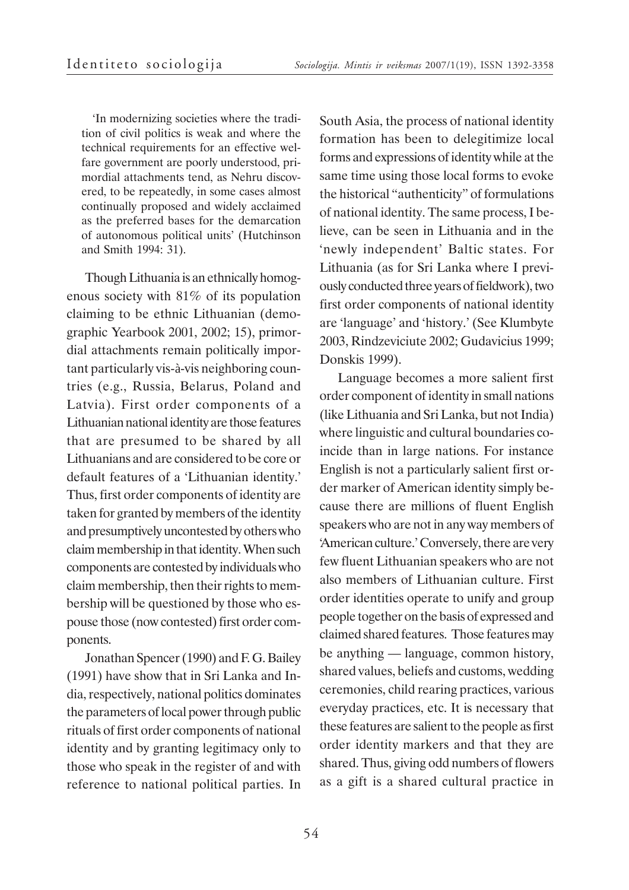> 'In modernizing societies where the tradition of civil politics is weak and where the technical requirements for an effective welfare government are poorly understood, primordial attachments tend, as Nehru discovered, to be repeatedly, in some cases almost continually proposed and widely acclaimed as the preferred bases for the demarcation of autonomous political units' (Hutchinson and Smith 1994: 31).

Though Lithuania is an ethnically homogenous society with 81% of its population claiming to be ethnic Lithuanian (demographic Yearbook 2001, 2002; 15), primordial attachments remain politically important particularly vis-à-vis neighboring countries (e.g., Russia, Belarus, Poland and Latvia). First order components of a Lithuanian national identity are those features that are presumed to be shared by all Lithuanians and are considered to be core or default features of a 'Lithuanian identity.' Thus, first order components of identity are taken for granted by members of the identity and presumptively uncontested by others who claim membership in that identity. When such components are contested by individuals who claim membership, then their rights to membership will be questioned by those who espouse those (now contested) first order components.

Jonathan Spencer (1990) and F. G. Bailey (1991) have show that in Sri Lanka and India, respectively, national politics dominates the parameters of local power through public rituals of first order components of national identity and by granting legitimacy only to those who speak in the register of and with reference to national political parties. In South Asia, the process of national identity formation has been to delegitimize local forms and expressions of identity while at the same time using those local forms to evoke the historical "authenticity" of formulations of national identity. The same process, I believe, can be seen in Lithuania and in the 'newly independent' Baltic states. For Lithuania (as for Sri Lanka where I previously conducted three years of fieldwork), two first order components of national identity are 'language' and 'history.' (See Klumbyte 2003, Rindzeviciute 2002; Gudavicius 1999; Donskis 1999).

Language becomes a more salient first order component of identity in small nations (like Lithuania and Sri Lanka, but not India) where linguistic and cultural boundaries coincide than in large nations. For instance English is not a particularly salient first order marker of American identity simply because there are millions of fluent English speakers who are not in any way members of 'American culture.' Conversely, there are very few fluent Lithuanian speakers who are not also members of Lithuanian culture. First order identities operate to unify and group people together on the basis of expressed and claimed shared features. Those features may be anything — language, common history, shared values, beliefs and customs, wedding ceremonies, child rearing practices, various everyday practices, etc. It is necessary that these features are salient to the people as first order identity markers and that they are shared. Thus, giving odd numbers of flowers as a gift is a shared cultural practice in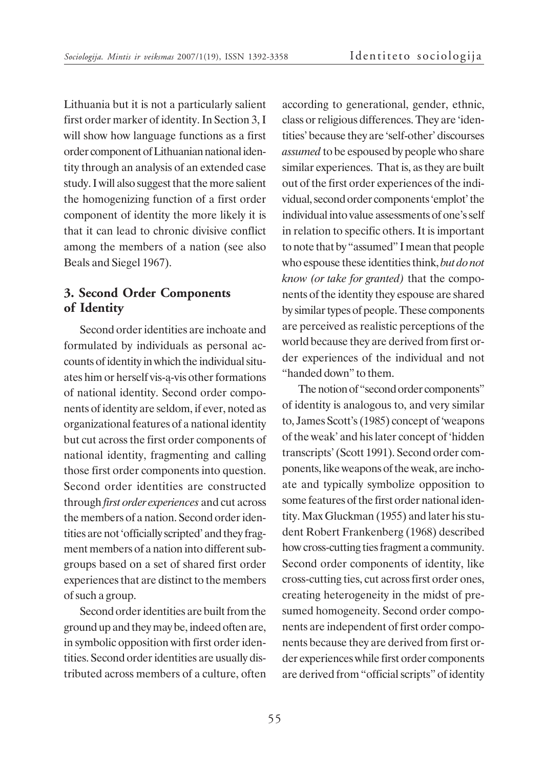Lithuania but it is not a particularly salient first order marker of identity. In Section 3, I will show how language functions as a first order component of Lithuanian national identity through an analysis of an extended case study. I will also suggest that the more salient the homogenizing function of a first order component of identity the more likely it is that it can lead to chronic divisive conflict among the members of a nation (see also Beals and Siegel 1967).

## 3. Second Order Components of Identity

Second order identities are inchoate and formulated by individuals as personal accounts of identity in which the individual situates him or herself vis-ą-vis other formations of national identity. Second order components of identity are seldom, if ever, noted as organizational features of a national identity but cut across the first order components of national identity, fragmenting and calling those first order components into question. Second order identities are constructed through *first order experiences* and cut across the members of a nation. Second order identities are not 'officially scripted' and they fragment members of a nation into different subgroups based on a set of shared first order experiences that are distinct to the members of such a group.

Second order identities are built from the ground up and they may be, indeed often are, in symbolic opposition with first order identities. Second order identities are usually distributed across members of a culture, often according to generational, gender, ethnic, class or religious differences. They are 'identities' because they are 'self-other' discourses *assumed* to be espoused by people who share similar experiences. That is, as they are built out of the first order experiences of the individual, second order components 'emplot' the individual into value assessments of one's self in relation to specific others. It is important to note that by "assumed" I mean that people who espouse these identities think, *but do not know (or take for granted)* that the components of the identity they espouse are shared by similar types of people. These components are perceived as realistic perceptions of the world because they are derived from first order experiences of the individual and not "handed down" to them.

The notion of "second order components" of identity is analogous to, and very similar to, James Scott's (1985) concept of 'weapons of the weak' and his later concept of 'hidden transcripts' (Scott 1991). Second order components, like weapons of the weak, are inchoate and typically symbolize opposition to some features of the first order national identity. Max Gluckman (1955) and later his student Robert Frankenberg (1968) described how cross-cutting ties fragment a community. Second order components of identity, like cross-cutting ties, cut across first order ones, creating heterogeneity in the midst of presumed homogeneity. Second order components are independent of first order components because they are derived from first order experiences while first order components are derived from "official scripts" of identity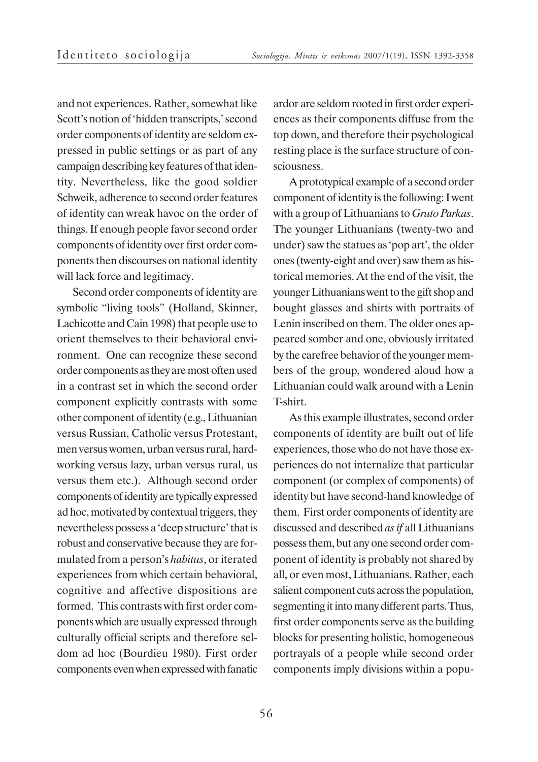and not experiences. Rather, somewhat like Scott's notion of 'hidden transcripts,' second order components of identity are seldom expressed in public settings or as part of any campaign describing key features of that identity. Nevertheless, like the good soldier Schweik, adherence to second order features of identity can wreak havoc on the order of things. If enough people favor second order components of identity over first order components then discourses on national identity will lack force and legitimacy.

Second order components of identity are symbolic "living tools" (Holland, Skinner, Lachicotte and Cain 1998) that people use to orient themselves to their behavioral environment. One can recognize these second order components as they are most often used in a contrast set in which the second order component explicitly contrasts with some other component of identity (e.g., Lithuanian versus Russian, Catholic versus Protestant, men versus women, urban versus rural, hardworking versus lazy, urban versus rural, us versus them etc.). Although second order components of identity are typically expressed ad hoc, motivated by contextual triggers, they nevertheless possess a 'deep structure' that is robust and conservative because they are formulated from a person's *habitus*, or iterated experiences from which certain behavioral, cognitive and affective dispositions are formed. This contrasts with first order components which are usually expressed through culturally official scripts and therefore seldom ad hoc (Bourdieu 1980). First order components even when expressed with fanatic ardor are seldom rooted in first order experiences as their components diffuse from the top down, and therefore their psychological resting place is the surface structure of consciousness.

A prototypical example of a second order component of identity is the following: I went with a group of Lithuanians to *Gruto Parkas*. The younger Lithuanians (twenty-two and under) saw the statues as 'pop art', the older ones (twenty-eight and over) saw them as historical memories. At the end of the visit, the younger Lithuanians went to the gift shop and bought glasses and shirts with portraits of Lenin inscribed on them. The older ones appeared somber and one, obviously irritated by the carefree behavior of the younger members of the group, wondered aloud how a Lithuanian could walk around with a Lenin T-shirt.

As this example illustrates, second order components of identity are built out of life experiences, those who do not have those experiences do not internalize that particular component (or complex of components) of identity but have second-hand knowledge of them. First order components of identity are discussed and described *as if* all Lithuanians possess them, but any one second order component of identity is probably not shared by all, or even most, Lithuanians. Rather, each salient component cuts across the population, segmenting it into many different parts. Thus, first order components serve as the building blocks for presenting holistic, homogeneous portrayals of a people while second order components imply divisions within a popu-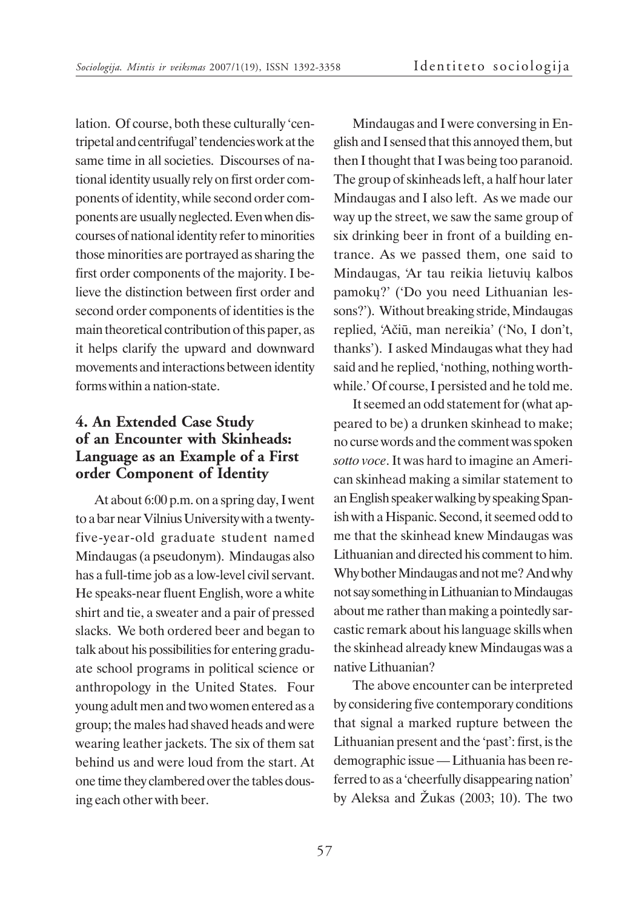lation. Of course, both these culturally 'centripetal and centrifugal' tendencies work at the same time in all societies. Discourses of national identity usually rely on first order components of identity, while second order components are usually neglected. Even when discourses of national identity refer to minorities those minorities are portrayed as sharing the first order components of the majority. I believe the distinction between first order and second order components of identities is the main theoretical contribution of this paper, as it helps clarify the upward and downward movements and interactions between identity forms within a nation-state.

## 4. An Extended Case Study of an Encounter with Skinheads: Language as an Example of a First order Component of Identity

At about 6:00 p.m. on a spring day, I went to a bar near Vilnius University with a twenty-five-year-old graduate student named Mindaugas (a pseudonym). Mindaugas also has a full-time job as a low-level civil servant. He speaks-near fluent English, wore a white shirt and tie, a sweater and a pair of pressed slacks. We both ordered beer and began to talk about his possibilities for entering graduate school programs in political science or anthropology in the United States. Four young adult men and two women entered as a group; the males had shaved heads and were wearing leather jackets. The six of them sat behind us and were loud from the start. At one time they clambered over the tables dousing each other with beer.

Mindaugas and I were conversing in English and I sensed that this annoyed them, but then I thought that I was being too paranoid. The group of skinheads left, a half hour later Mindaugas and I also left. As we made our way up the street, we saw the same group of six drinking beer in front of a building entrance. As we passed them, one said to Mindaugas, 'Ar tau reikia lietuvių kalbos pamokų?' ('Do you need Lithuanian lessons?'). Without breaking stride, Mindaugas replied, 'Ačiū, man nereikia' ('No, I don't, thanks'). I asked Mindaugas what they had said and he replied, 'nothing, nothing worthwhile.' Of course, I persisted and he told me.

It seemed an odd statement for (what appeared to be) a drunken skinhead to make; no curse words and the comment was spoken *sotto voce*. It was hard to imagine an American skinhead making a similar statement to an English speaker walking by speaking Spanish with a Hispanic. Second, it seemed odd to me that the skinhead knew Mindaugas was Lithuanian and directed his comment to him. Why bother Mindaugas and not me? And why not say something in Lithuanian to Mindaugas about me rather than making a pointedly sarcastic remark about his language skills when the skinhead already knew Mindaugas was a native Lithuanian?

The above encounter can be interpreted by considering five contemporary conditions that signal a marked rupture between the Lithuanian present and the 'past': first, is the demographic issue — Lithuania has been referred to as a 'cheerfully disappearing nation' by Aleksa and Žukas (2003; 10). The two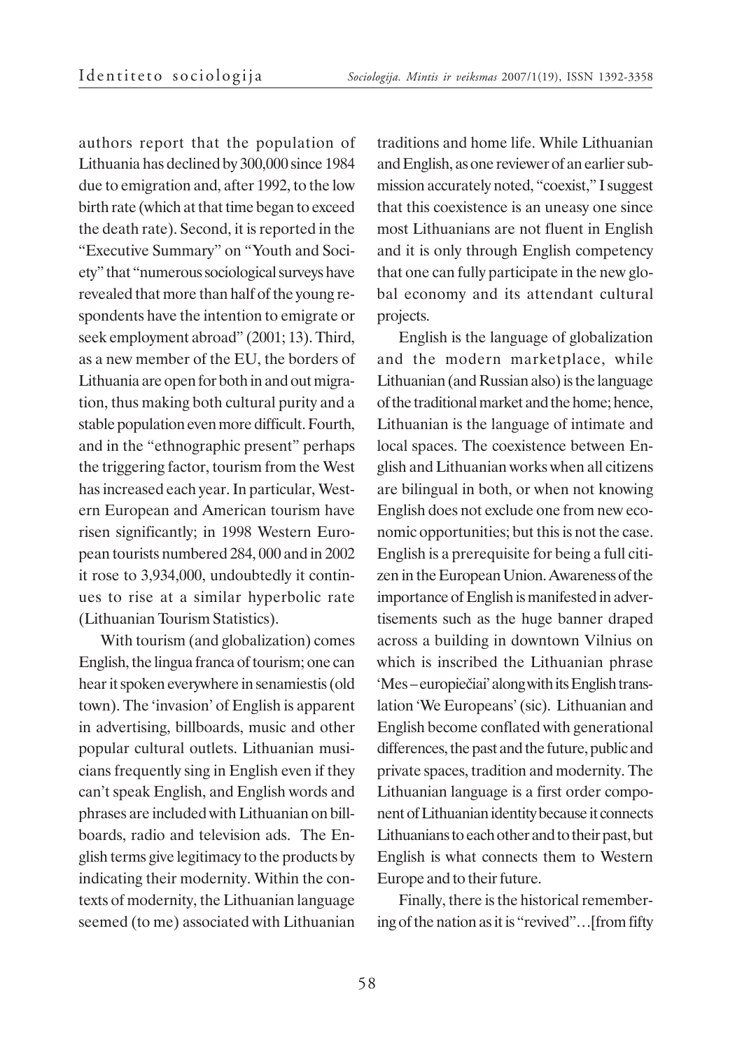authors report that the population of Lithuania has declined by 300,000 since 1984 due to emigration and, after 1992, to the low birth rate (which at that time began to exceed the death rate). Second, it is reported in the "Executive Summary" on "Youth and Society" that "numerous sociological surveys have revealed that more than half of the young respondents have the intention to emigrate or seek employment abroad" (2001; 13). Third, as a new member of the EU, the borders of Lithuania are open for both in and out migration, thus making both cultural purity and a stable population even more difficult. Fourth, and in the "ethnographic present" perhaps the triggering factor, tourism from the West has increased each year. In particular, Western European and American tourism have risen significantly; in 1998 Western European tourists numbered 284, 000 and in 2002 it rose to 3,934,000, undoubtedly it continues to rise at a similar hyperbolic rate (Lithuanian Tourism Statistics).

With tourism (and globalization) comes English, the lingua franca of tourism; one can hear it spoken everywhere in senamiestis (old town). The 'invasion' of English is apparent in advertising, billboards, music and other popular cultural outlets. Lithuanian musicians frequently sing in English even if they can't speak English, and English words and phrases are included with Lithuanian on billboards, radio and television ads. The English terms give legitimacy to the products by indicating their modernity. Within the contexts of modernity, the Lithuanian language seemed (to me) associated with Lithuanian traditions and home life. While Lithuanian and English, as one reviewer of an earlier submission accurately noted, "coexist," I suggest that this coexistence is an uneasy one since most Lithuanians are not fluent in English and it is only through English competency that one can fully participate in the new global economy and its attendant cultural projects.

English is the language of globalization and the modern marketplace, while Lithuanian (and Russian also) is the language of the traditional market and the home; hence, Lithuanian is the language of intimate and local spaces. The coexistence between English and Lithuanian works when all citizens are bilingual in both, or when not knowing English does not exclude one from new economic opportunities; but this is not the case. English is a prerequisite for being a full citizen in the European Union. Awareness of the importance of English is manifested in advertisements such as the huge banner draped across a building in downtown Vilnius on which is inscribed the Lithuanian phrase 'Mes – europiečiai' along with its English translation 'We Europeans' (sic). Lithuanian and English become conflated with generational differences, the past and the future, public and private spaces, tradition and modernity. The Lithuanian language is a first order component of Lithuanian identity because it connects Lithuanians to each other and to their past, but English is what connects them to Western Europe and to their future.

Finally, there is the historical remembering of the nation as it is "revived"…[from fifty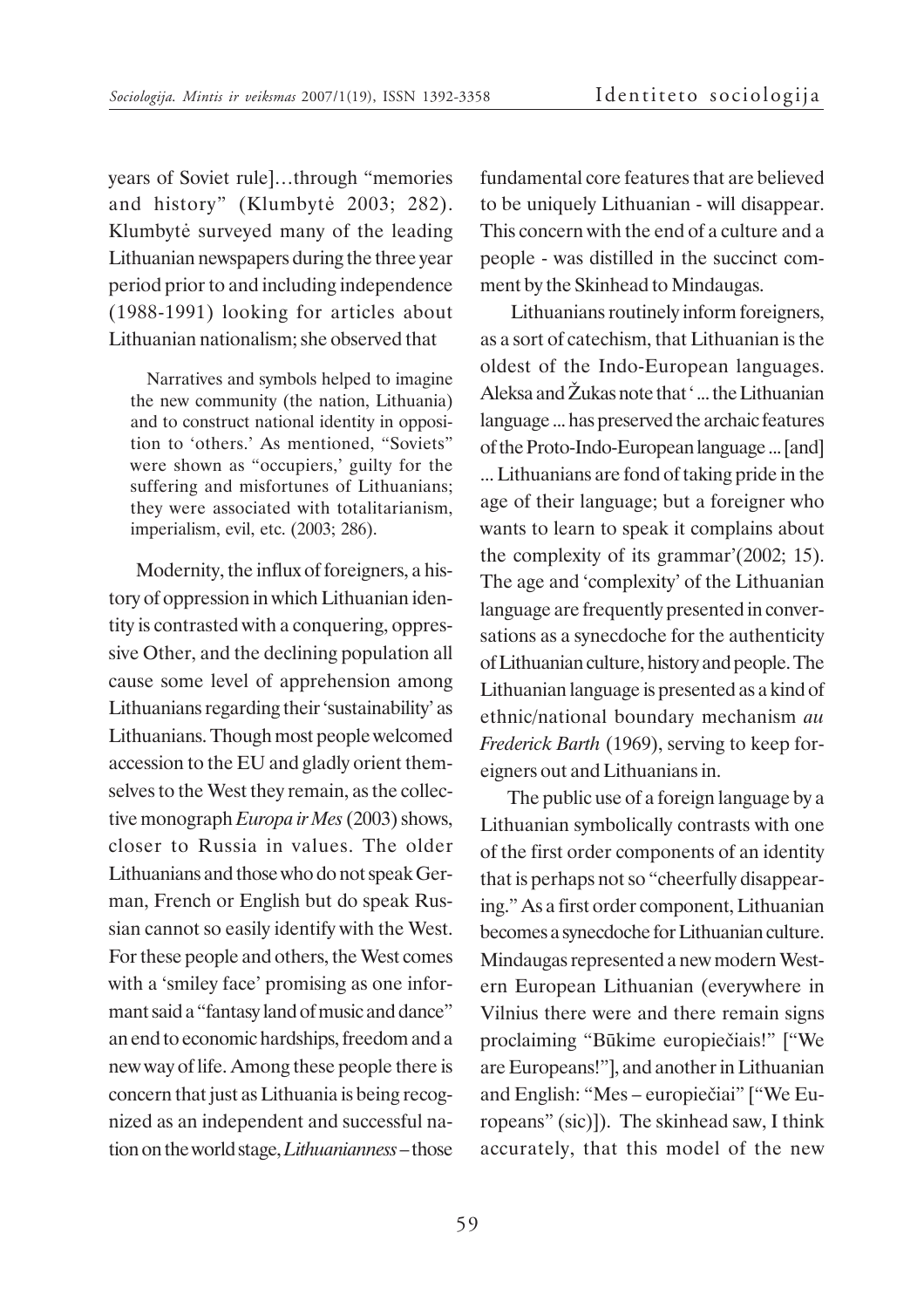years of Soviet rule]…through "memories and history" (Klumbytė 2003; 282). Klumbytė surveyed many of the leading Lithuanian newspapers during the three year period prior to and including independence (1988-1991) looking for articles about Lithuanian nationalism; she observed that

> Narratives and symbols helped to imagine the new community (the nation, Lithuania) and to construct national identity in opposition to 'others.' As mentioned, "Soviets" were shown as "occupiers,' guilty for the suffering and misfortunes of Lithuanians; they were associated with totalitarianism, imperialism, evil, etc. (2003; 286).

Modernity, the influx of foreigners, a history of oppression in which Lithuanian identity is contrasted with a conquering, oppressive Other, and the declining population all cause some level of apprehension among Lithuanians regarding their 'sustainability' as Lithuanians. Though most people welcomed accession to the EU and gladly orient themselves to the West they remain, as the collective monograph *Europa ir Mes* (2003) shows, closer to Russia in values. The older Lithuanians and those who do not speak German, French or English but do speak Russian cannot so easily identify with the West. For these people and others, the West comes with a 'smiley face' promising as one informant said a "fantasy land of music and dance" an end to economic hardships, freedom and a new way of life. Among these people there is concern that just as Lithuania is being recognized as an independent and successful nation on the world stage, *Lithuanianness* – those fundamental core features that are believed to be uniquely Lithuanian - will disappear. This concern with the end of a culture and a people - was distilled in the succinct comment by the Skinhead to Mindaugas.

Lithuanians routinely inform foreigners, as a sort of catechism, that Lithuanian is the oldest of the Indo-European languages. Aleksa and Žukas note that '... the Lithuanian language ... has preserved the archaic features of the Proto-Indo-European language ... [and] ... Lithuanians are fond of taking pride in the age of their language; but a foreigner who wants to learn to speak it complains about the complexity of its grammar'(2002; 15). The age and 'complexity' of the Lithuanian language are frequently presented in conversations as a synecdoche for the authenticity of Lithuanian culture, history and people. The Lithuanian language is presented as a kind of ethnic/national boundary mechanism *au Frederick Barth* (1969), serving to keep foreigners out and Lithuanians in.

The public use of a foreign language by a Lithuanian symbolically contrasts with one of the first order components of an identity that is perhaps not so "cheerfully disappearing." As a first order component, Lithuanian becomes a synecdoche for Lithuanian culture. Mindaugas represented a new modern Western European Lithuanian (everywhere in Vilnius there were and there remain signs proclaiming "Būkime europiečiais!" ["We are Europeans!"], and another in Lithuanian and English: "Mes – europiečiai" ["We Europeans" (sic)]). The skinhead saw, I think accurately, that this model of the new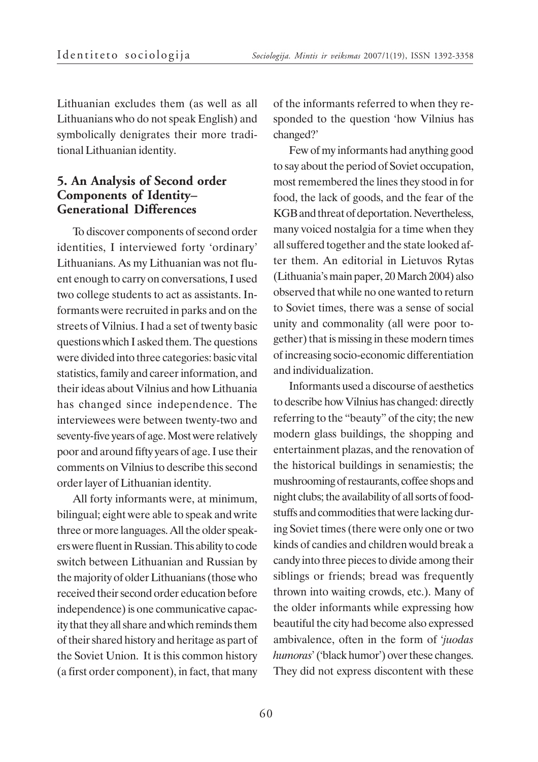Lithuanian excludes them (as well as all Lithuanians who do not speak English) and symbolically denigrates their more traditional Lithuanian identity.

## 5. An Analysis of Second order Components of Identity– Generational Differences

To discover components of second order identities, I interviewed forty 'ordinary' Lithuanians. As my Lithuanian was not fluent enough to carry on conversations, I used two college students to act as assistants. Informants were recruited in parks and on the streets of Vilnius. I had a set of twenty basic questions which I asked them. The questions were divided into three categories: basic vital statistics, family and career information, and their ideas about Vilnius and how Lithuania has changed since independence. The interviewees were between twenty-two and seventy-five years of age. Most were relatively poor and around fifty years of age. I use their comments on Vilnius to describe this second order layer of Lithuanian identity.

All forty informants were, at minimum, bilingual; eight were able to speak and write three or more languages. All the older speakers were fluent in Russian. This ability to code switch between Lithuanian and Russian by the majority of older Lithuanians (those who received their second order education before independence) is one communicative capacity that they all share and which reminds them of their shared history and heritage as part of the Soviet Union. It is this common history (a first order component), in fact, that many of the informants referred to when they responded to the question 'how Vilnius has changed?'

Few of my informants had anything good to say about the period of Soviet occupation, most remembered the lines they stood in for food, the lack of goods, and the fear of the KGB and threat of deportation. Nevertheless, many voiced nostalgia for a time when they all suffered together and the state looked after them. An editorial in Lietuvos Rytas (Lithuania's main paper, 20 March 2004) also observed that while no one wanted to return to Soviet times, there was a sense of social unity and commonality (all were poor together) that is missing in these modern times of increasing socio-economic differentiation and individualization.

Informants used a discourse of aesthetics to describe how Vilnius has changed: directly referring to the "beauty" of the city; the new modern glass buildings, the shopping and entertainment plazas, and the renovation of the historical buildings in senamiestis; the mushrooming of restaurants, coffee shops and night clubs; the availability of all sorts of foodstuffs and commodities that were lacking during Soviet times (there were only one or two kinds of candies and children would break a candy into three pieces to divide among their siblings or friends; bread was frequently thrown into waiting crowds, etc.). Many of the older informants while expressing how beautiful the city had become also expressed ambivalence, often in the form of '*juodas humoras*' ('black humor') over these changes. They did not express discontent with these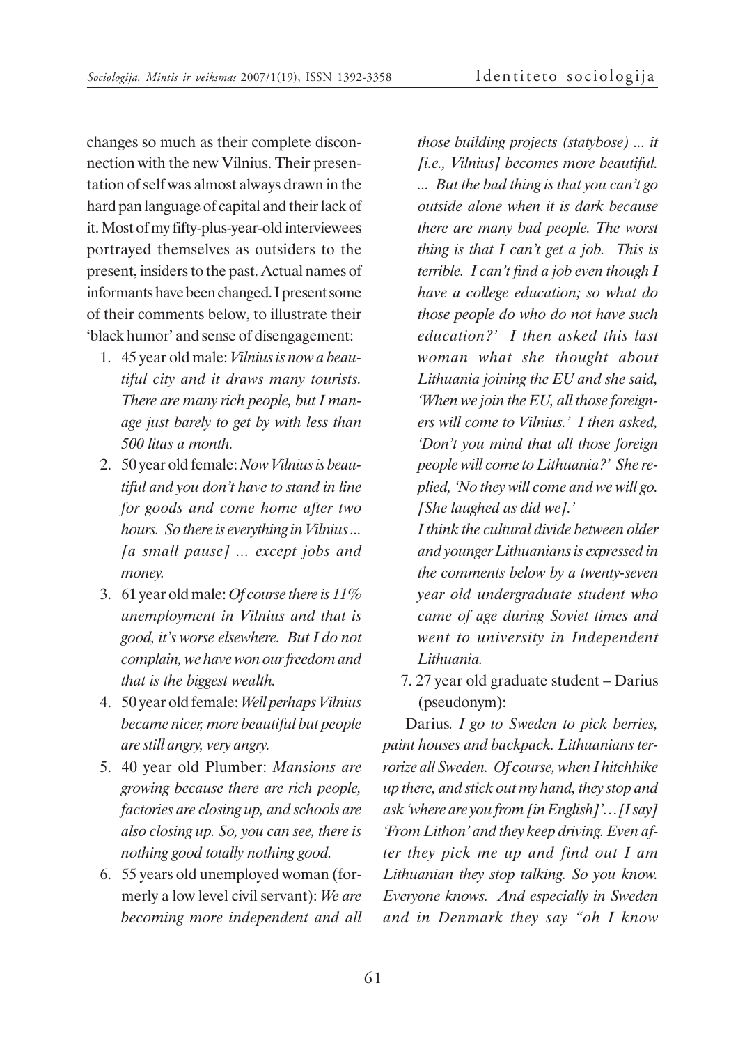changes so much as their complete disconnection with the new Vilnius. Their presentation of self was almost always drawn in the hard pan language of capital and their lack of it. Most of my fifty-plus-year-old interviewees portrayed themselves as outsiders to the present, insiders to the past. Actual names of informants have been changed. I present some of their comments below, to illustrate their 'black humor' and sense of disengagement:

1. 45 year old male: *Vilnius is now a beautiful city and it draws many tourists. There are many rich people, but I manage just barely to get by with less than 500 litas a month.*
2. 50 year old female: *Now Vilnius is beautiful and you don't have to stand in line for goods and come home after two hours. So there is everything in Vilnius ... [a small pause] ... except jobs and money.*
3. 61 year old male: *Of course there is 11% unemployment in Vilnius and that is good, it's worse elsewhere. But I do not complain, we have won our freedom and that is the biggest wealth.*
4. 50 year old female: *Well perhaps Vilnius became nicer, more beautiful but people are still angry, very angry.*
5. 40 year old Plumber: *Mansions are growing because there are rich people, factories are closing up, and schools are also closing up. So, you can see, there is nothing good totally nothing good.*
6. 55 years old unemployed woman (formerly a low level civil servant): *We are becoming more independent and all those building projects (statybose) ... it [i.e., Vilnius] becomes more beautiful. ... But the bad thing is that you can't go outside alone when it is dark because there are many bad people. The worst thing is that I can't get a job. This is terrible. I can't find a job even though I have a college education; so what do those people do who do not have such education?' I then asked this last woman what she thought about Lithuania joining the EU and she said, 'When we join the EU, all those foreigners will come to Vilnius.' I then asked, 'Don't you mind that all those foreign people will come to Lithuania?' She replied, 'No they will come and we will go. [She laughed as did we].'*

   *I think the cultural divide between older and younger Lithuanians is expressed in the comments below by a twenty-seven year old undergraduate student who came of age during Soviet times and went to university in Independent Lithuania.*

7. 27 year old graduate student – Darius (pseudonym):

Darius*. I go to Sweden to pick berries, paint houses and backpack. Lithuanians terrorize all Sweden. Of course, when I hitchhike up there, and stick out my hand, they stop and ask 'where are you from [in English]'… [I say] 'From Lithon' and they keep driving. Even after they pick me up and find out I am Lithuanian they stop talking. So you know. Everyone knows. And especially in Sweden and in Denmark they say "oh I know*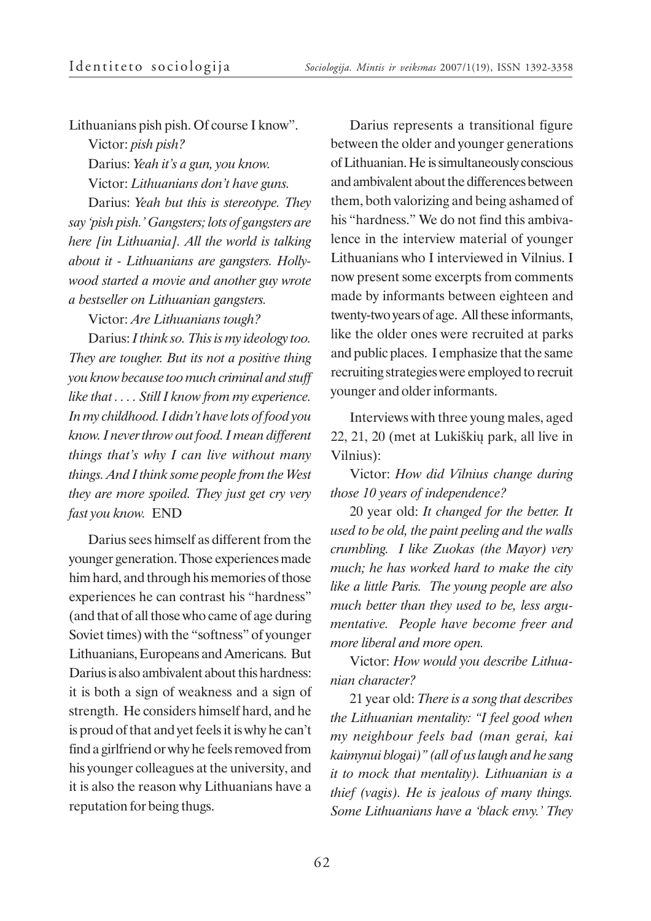Lithuanians pish pish. Of course I know".

Victor: *pish pish?*

Darius: *Yeah it's a gun, you know.*

Victor: *Lithuanians don't have guns.*

Darius: *Yeah but this is stereotype. They say 'pish pish.' Gangsters; lots of gangsters are here [in Lithuania]. All the world is talking about it - Lithuanians are gangsters. Hollywood started a movie and another guy wrote a bestseller on Lithuanian gangsters.*

Victor: *Are Lithuanians tough?*

Darius: *I think so. This is my ideology too. They are tougher. But its not a positive thing you know because too much criminal and stuff like that . . . . Still I know from my experience. In my childhood. I didn't have lots of food you know. I never throw out food. I mean different things that's why I can live without many things. And I think some people from the West they are more spoiled. They just get cry very fast you know.* END

Darius sees himself as different from the younger generation. Those experiences made him hard, and through his memories of those experiences he can contrast his "hardness" (and that of all those who came of age during Soviet times) with the "softness" of younger Lithuanians, Europeans and Americans. But Darius is also ambivalent about this hardness: it is both a sign of weakness and a sign of strength. He considers himself hard, and he is proud of that and yet feels it is why he can't find a girlfriend or why he feels removed from his younger colleagues at the university, and it is also the reason why Lithuanians have a reputation for being thugs.

Darius represents a transitional figure between the older and younger generations of Lithuanian. He is simultaneously conscious and ambivalent about the differences between them, both valorizing and being ashamed of his "hardness." We do not find this ambivalence in the interview material of younger Lithuanians who I interviewed in Vilnius. I now present some excerpts from comments made by informants between eighteen and twenty-two years of age. All these informants, like the older ones were recruited at parks and public places. I emphasize that the same recruiting strategies were employed to recruit younger and older informants.

Interviews with three young males, aged 22, 21, 20 (met at Lukiškių park, all live in Vilnius):

Victor: *How did Vilnius change during those 10 years of independence?*

20 year old: *It changed for the better. It used to be old, the paint peeling and the walls crumbling. I like Zuokas (the Mayor) very much; he has worked hard to make the city like a little Paris. The young people are also much better than they used to be, less argumentative. People have become freer and more liberal and more open.*

Victor: *How would you describe Lithuanian character?*

21 year old: *There is a song that describes the Lithuanian mentality: "I feel good when my neighbour feels bad (man gerai, kai kaimynui blogai)" (all of us laugh and he sang it to mock that mentality). Lithuanian is a thief (vagis). He is jealous of many things. Some Lithuanians have a 'black envy.' They*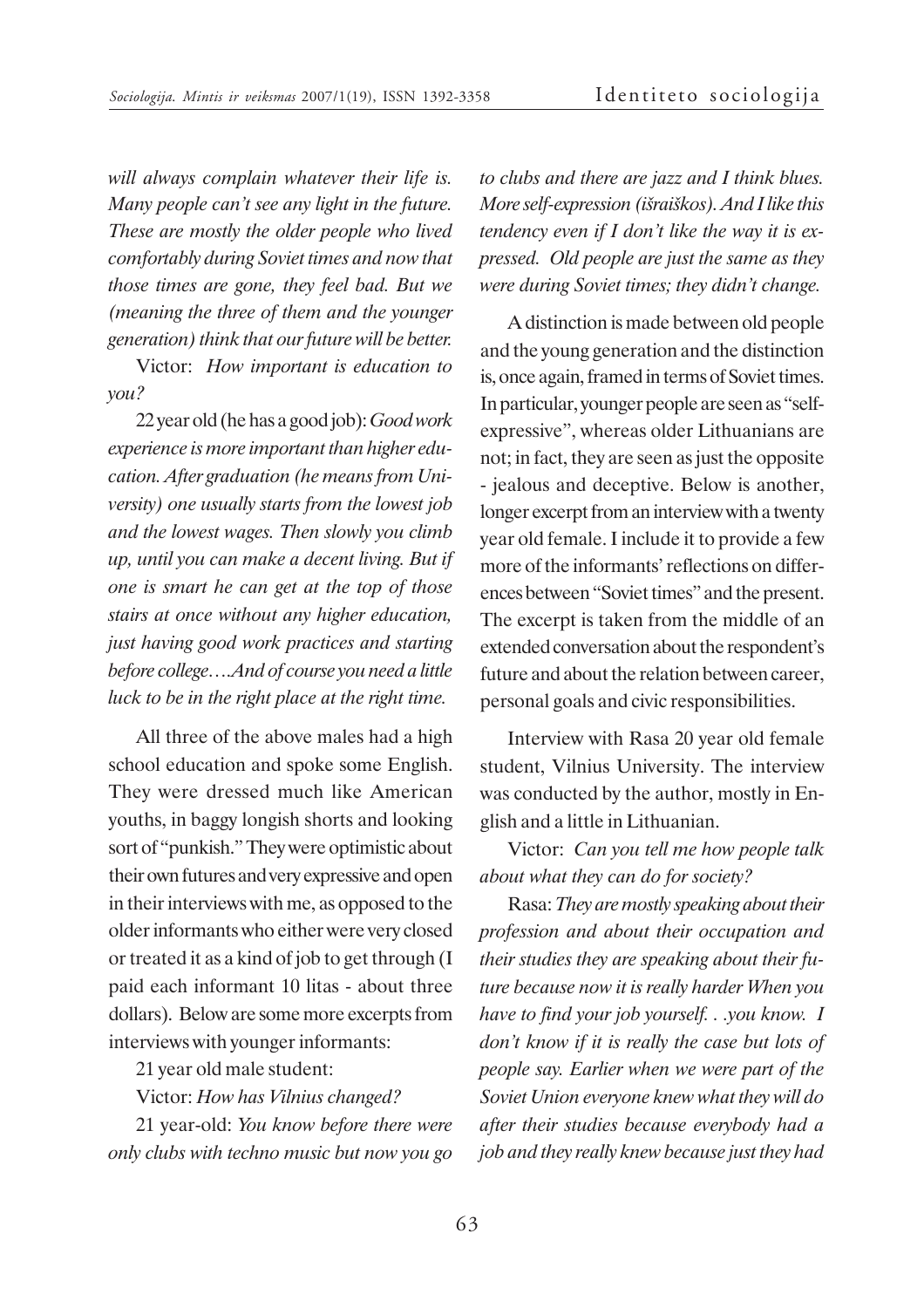*will always complain whatever their life is. Many people can't see any light in the future. These are mostly the older people who lived comfortably during Soviet times and now that those times are gone, they feel bad. But we (meaning the three of them and the younger generation) think that our future will be better.*

Victor: *How important is education to you?*

22 year old (he has a good job): *Good work experience is more important than higher education. After graduation (he means from University) one usually starts from the lowest job and the lowest wages. Then slowly you climb up, until you can make a decent living. But if one is smart he can get at the top of those stairs at once without any higher education, just having good work practices and starting before college….And of course you need a little luck to be in the right place at the right time.*

All three of the above males had a high school education and spoke some English. They were dressed much like American youths, in baggy longish shorts and looking sort of "punkish." They were optimistic about their own futures and very expressive and open in their interviews with me, as opposed to the older informants who either were very closed or treated it as a kind of job to get through (I paid each informant 10 litas - about three dollars). Below are some more excerpts from interviews with younger informants:

21 year old male student:

Victor: *How has Vilnius changed?*

21 year-old: *You know before there were only clubs with techno music but now you go to clubs and there are jazz and I think blues. More self-expression (išraiškos). And I like this tendency even if I don't like the way it is expressed. Old people are just the same as they were during Soviet times; they didn't change.*

A distinction is made between old people and the young generation and the distinction is, once again, framed in terms of Soviet times. In particular, younger people are seen as "self-expressive", whereas older Lithuanians are not; in fact, they are seen as just the opposite - jealous and deceptive. Below is another, longer excerpt from an interview with a twenty year old female. I include it to provide a few more of the informants' reflections on differences between "Soviet times" and the present. The excerpt is taken from the middle of an extended conversation about the respondent's future and about the relation between career, personal goals and civic responsibilities.

Interview with Rasa 20 year old female student, Vilnius University. The interview was conducted by the author, mostly in English and a little in Lithuanian.

Victor: *Can you tell me how people talk about what they can do for society?*

Rasa: *They are mostly speaking about their profession and about their occupation and their studies they are speaking about their future because now it is really harder When you have to find your job yourself. . .you know. I don't know if it is really the case but lots of people say. Earlier when we were part of the Soviet Union everyone knew what they will do after their studies because everybody had a job and they really knew because just they had*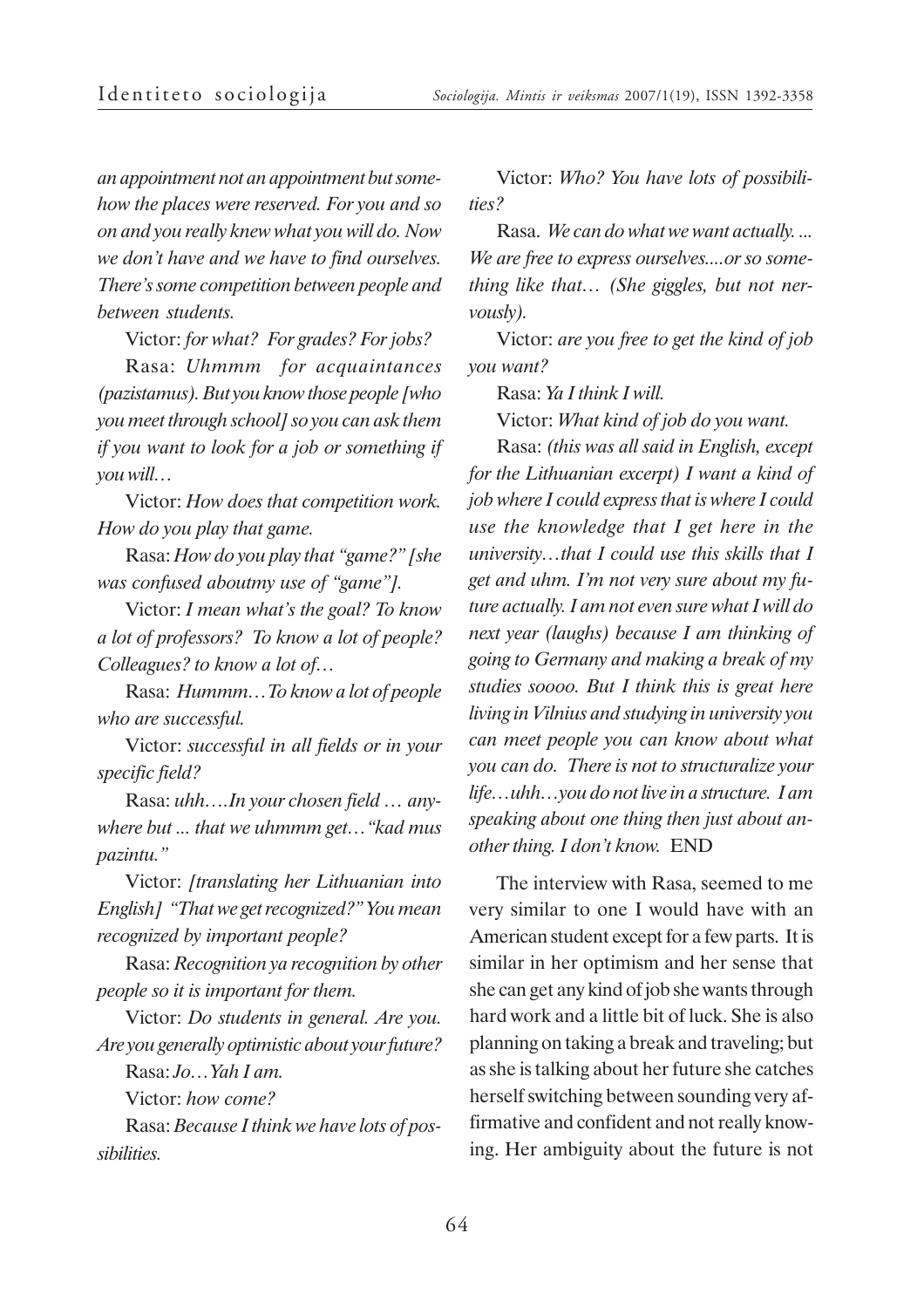*an appointment not an appointment but somehow the places were reserved. For you and so on and you really knew what you will do. Now we don't have and we have to find ourselves. There's some competition between people and between students.*

Victor: *for what? For grades? For jobs?*

Rasa: *Uhmmm for acquaintances (pazistamus). But you know those people [who you meet through school] so you can ask them if you want to look for a job or something if you will…*

Victor: *How does that competition work. How do you play that game.*

Rasa: *How do you play that "game?" [she was confused aboutmy use of "game"].*

Victor: *I mean what's the goal? To know a lot of professors? To know a lot of people? Colleagues? to know a lot of…*

Rasa: *Hummm…To know a lot of people who are successful.*

Victor: *successful in all fields or in your specific field?*

Rasa: *uhh….In your chosen field … anywhere but ... that we uhmmm get…"kad mus pazintu."*

Victor: *[translating her Lithuanian into English] "That we get recognized?" You mean recognized by important people?*

Rasa: *Recognition ya recognition by other people so it is important for them.*

Victor: *Do students in general. Are you. Are you generally optimistic about your future?*

Rasa: *Jo…Yah I am.*

Victor: *how come?*

Rasa: *Because I think we have lots of possibilities.*

Victor: *Who? You have lots of possibilities?*

Rasa. *We can do what we want actually. ... We are free to express ourselves....or so something like that… (She giggles, but not nervously).*

Victor: *are you free to get the kind of job you want?*

Rasa: *Ya I think I will.*

Victor: *What kind of job do you want.*

Rasa: *(this was all said in English, except for the Lithuanian excerpt) I want a kind of job where I could express that is where I could use the knowledge that I get here in the university…that I could use this skills that I get and uhm. I'm not very sure about my future actually. I am not even sure what I will do next year (laughs) because I am thinking of going to Germany and making a break of my studies soooo. But I think this is great here living in Vilnius and studying in university you can meet people you can know about what you can do. There is not to structuralize your life…uhh…you do not live in a structure. I am speaking about one thing then just about another thing. I don't know.* END

The interview with Rasa, seemed to me very similar to one I would have with an American student except for a few parts. It is similar in her optimism and her sense that she can get any kind of job she wants through hard work and a little bit of luck. She is also planning on taking a break and traveling; but as she is talking about her future she catches herself switching between sounding very affirmative and confident and not really knowing. Her ambiguity about the future is not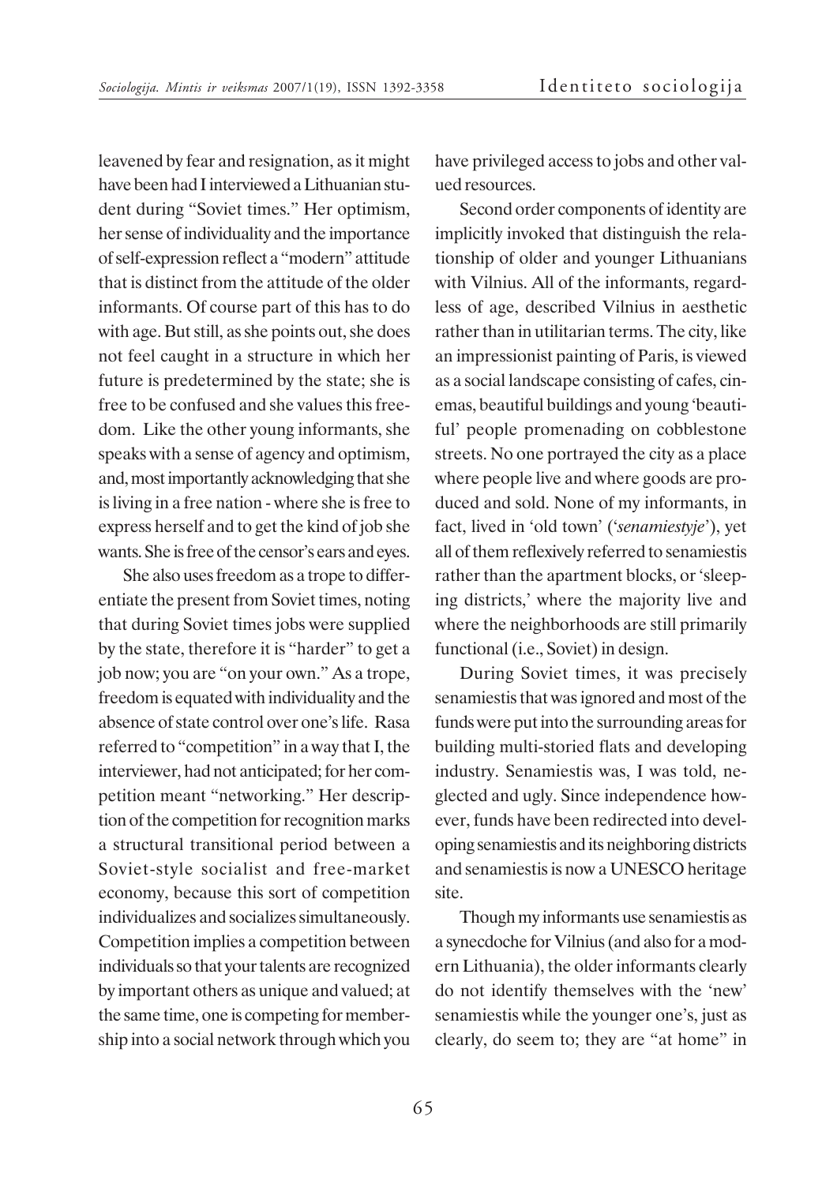leavened by fear and resignation, as it might have been had I interviewed a Lithuanian student during "Soviet times." Her optimism, her sense of individuality and the importance of self-expression reflect a "modern" attitude that is distinct from the attitude of the older informants. Of course part of this has to do with age. But still, as she points out, she does not feel caught in a structure in which her future is predetermined by the state; she is free to be confused and she values this freedom. Like the other young informants, she speaks with a sense of agency and optimism, and, most importantly acknowledging that she is living in a free nation - where she is free to express herself and to get the kind of job she wants. She is free of the censor's ears and eyes.

She also uses freedom as a trope to differentiate the present from Soviet times, noting that during Soviet times jobs were supplied by the state, therefore it is "harder" to get a job now; you are "on your own." As a trope, freedom is equated with individuality and the absence of state control over one's life. Rasa referred to "competition" in a way that I, the interviewer, had not anticipated; for her competition meant "networking." Her description of the competition for recognition marks a structural transitional period between a Soviet-style socialist and free-market economy, because this sort of competition individualizes and socializes simultaneously. Competition implies a competition between individuals so that your talents are recognized by important others as unique and valued; at the same time, one is competing for membership into a social network through which you have privileged access to jobs and other valued resources.

Second order components of identity are implicitly invoked that distinguish the relationship of older and younger Lithuanians with Vilnius. All of the informants, regardless of age, described Vilnius in aesthetic rather than in utilitarian terms. The city, like an impressionist painting of Paris, is viewed as a social landscape consisting of cafes, cinemas, beautiful buildings and young 'beautiful' people promenading on cobblestone streets. No one portrayed the city as a place where people live and where goods are produced and sold. None of my informants, in fact, lived in 'old town' ('*senamiestyje*'), yet all of them reflexively referred to senamiestis rather than the apartment blocks, or 'sleeping districts,' where the majority live and where the neighborhoods are still primarily functional (i.e., Soviet) in design.

During Soviet times, it was precisely senamiestis that was ignored and most of the funds were put into the surrounding areas for building multi-storied flats and developing industry. Senamiestis was, I was told, neglected and ugly. Since independence however, funds have been redirected into developing senamiestis and its neighboring districts and senamiestis is now a UNESCO heritage site.

Though my informants use senamiestis as a synecdoche for Vilnius (and also for a modern Lithuania), the older informants clearly do not identify themselves with the 'new' senamiestis while the younger one's, just as clearly, do seem to; they are "at home" in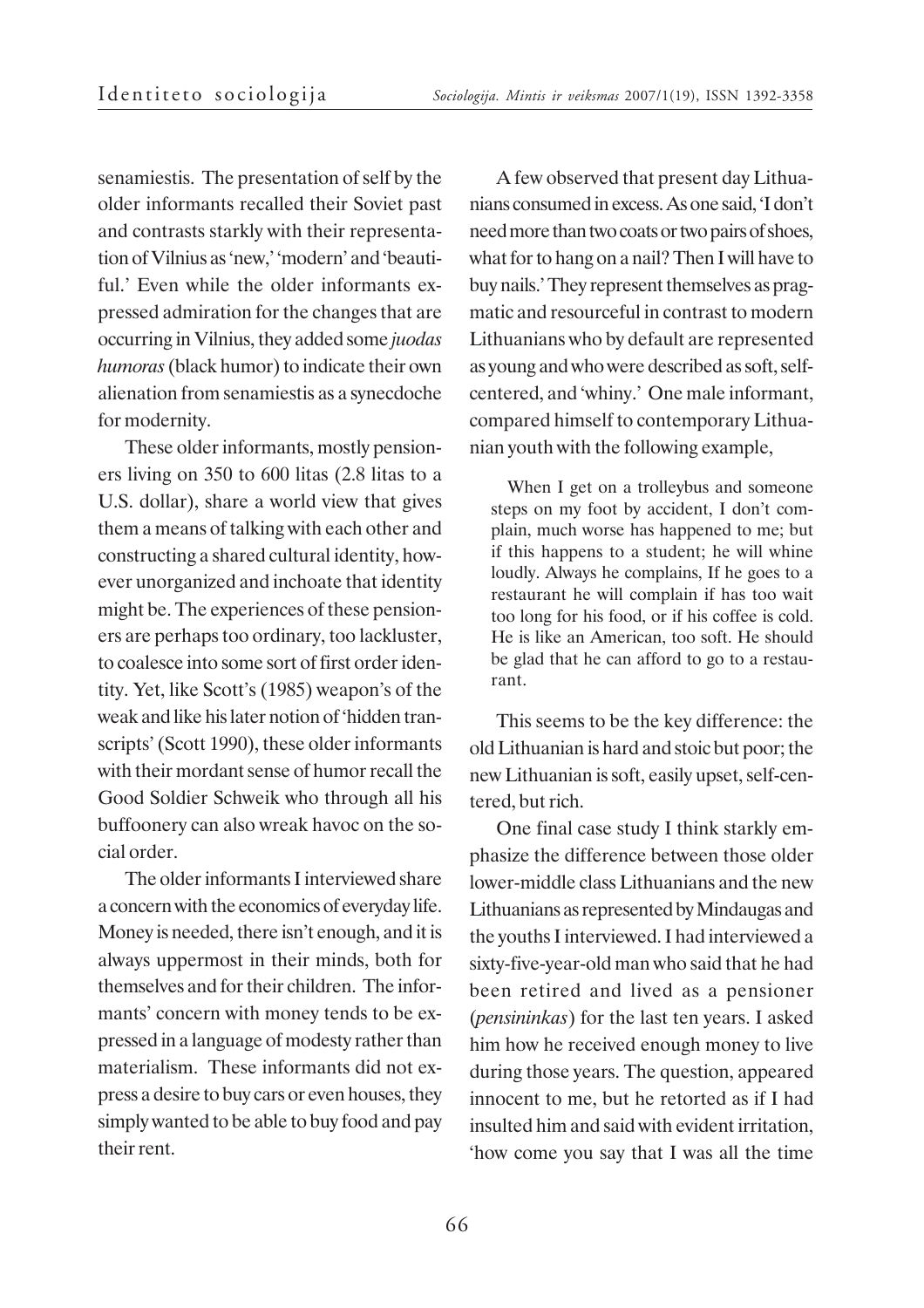senamiestis. The presentation of self by the older informants recalled their Soviet past and contrasts starkly with their representation of Vilnius as 'new,' 'modern' and 'beautiful.' Even while the older informants expressed admiration for the changes that are occurring in Vilnius, they added some *juodas humoras* (black humor) to indicate their own alienation from senamiestis as a synecdoche for modernity.

These older informants, mostly pensioners living on 350 to 600 litas (2.8 litas to a U.S. dollar), share a world view that gives them a means of talking with each other and constructing a shared cultural identity, however unorganized and inchoate that identity might be. The experiences of these pensioners are perhaps too ordinary, too lackluster, to coalesce into some sort of first order identity. Yet, like Scott's (1985) weapon's of the weak and like his later notion of 'hidden transcripts' (Scott 1990), these older informants with their mordant sense of humor recall the Good Soldier Schweik who through all his buffoonery can also wreak havoc on the social order.

The older informants I interviewed share a concern with the economics of everyday life. Money is needed, there isn't enough, and it is always uppermost in their minds, both for themselves and for their children. The informants' concern with money tends to be expressed in a language of modesty rather than materialism. These informants did not express a desire to buy cars or even houses, they simply wanted to be able to buy food and pay their rent.

A few observed that present day Lithuanians consumed in excess. As one said, 'I don't need more than two coats or two pairs of shoes, what for to hang on a nail? Then I will have to buy nails.' They represent themselves as pragmatic and resourceful in contrast to modern Lithuanians who by default are represented as young and who were described as soft, self-centered, and 'whiny.' One male informant, compared himself to contemporary Lithuanian youth with the following example,

> When I get on a trolleybus and someone steps on my foot by accident, I don't complain, much worse has happened to me; but if this happens to a student; he will whine loudly. Always he complains, If he goes to a restaurant he will complain if has too wait too long for his food, or if his coffee is cold. He is like an American, too soft. He should be glad that he can afford to go to a restaurant.

This seems to be the key difference: the old Lithuanian is hard and stoic but poor; the new Lithuanian is soft, easily upset, self-centered, but rich.

One final case study I think starkly emphasize the difference between those older lower-middle class Lithuanians and the new Lithuanians as represented by Mindaugas and the youths I interviewed. I had interviewed a sixty-five-year-old man who said that he had been retired and lived as a pensioner (*pensininkas*) for the last ten years. I asked him how he received enough money to live during those years. The question, appeared innocent to me, but he retorted as if I had insulted him and said with evident irritation, 'how come you say that I was all the time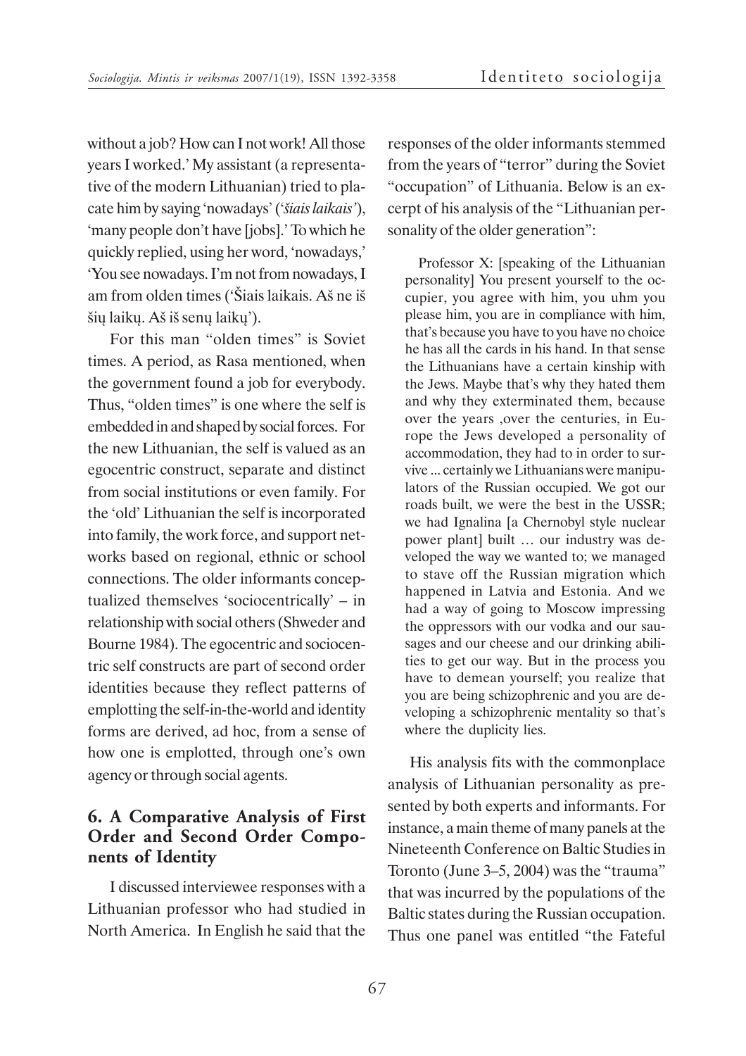without a job? How can I not work! All those years I worked.' My assistant (a representative of the modern Lithuanian) tried to placate him by saying 'nowadays' ('*šiais laikais'*), 'many people don't have [jobs].' To which he quickly replied, using her word, 'nowadays,' 'You see nowadays. I'm not from nowadays, I am from olden times ('Šiais laikais. Aš ne iš šių laikų. Aš iš senų laikų').

For this man "olden times" is Soviet times. A period, as Rasa mentioned, when the government found a job for everybody. Thus, "olden times" is one where the self is embedded in and shaped by social forces. For the new Lithuanian, the self is valued as an egocentric construct, separate and distinct from social institutions or even family. For the 'old' Lithuanian the self is incorporated into family, the work force, and support networks based on regional, ethnic or school connections. The older informants conceptualized themselves 'sociocentrically' – in relationship with social others (Shweder and Bourne 1984). The egocentric and sociocentric self constructs are part of second order identities because they reflect patterns of emplotting the self-in-the-world and identity forms are derived, ad hoc, from a sense of how one is emplotted, through one's own agency or through social agents.

## 6. A Comparative Analysis of First Order and Second Order Components of Identity

I discussed interviewee responses with a Lithuanian professor who had studied in North America. In English he said that the responses of the older informants stemmed from the years of "terror" during the Soviet "occupation" of Lithuania. Below is an excerpt of his analysis of the "Lithuanian personality of the older generation":

> Professor X: [speaking of the Lithuanian personality] You present yourself to the occupier, you agree with him, you uhm you please him, you are in compliance with him, that's because you have to you have no choice he has all the cards in his hand. In that sense the Lithuanians have a certain kinship with the Jews. Maybe that's why they hated them and why they exterminated them, because over the years ,over the centuries, in Europe the Jews developed a personality of accommodation, they had to in order to survive ... certainly we Lithuanians were manipulators of the Russian occupied. We got our roads built, we were the best in the USSR; we had Ignalina [a Chernobyl style nuclear power plant] built … our industry was developed the way we wanted to; we managed to stave off the Russian migration which happened in Latvia and Estonia. And we had a way of going to Moscow impressing the oppressors with our vodka and our sausages and our cheese and our drinking abilities to get our way. But in the process you have to demean yourself; you realize that you are being schizophrenic and you are developing a schizophrenic mentality so that's where the duplicity lies.

His analysis fits with the commonplace analysis of Lithuanian personality as presented by both experts and informants. For instance, a main theme of many panels at the Nineteenth Conference on Baltic Studies in Toronto (June 3–5, 2004) was the "trauma" that was incurred by the populations of the Baltic states during the Russian occupation. Thus one panel was entitled "the Fateful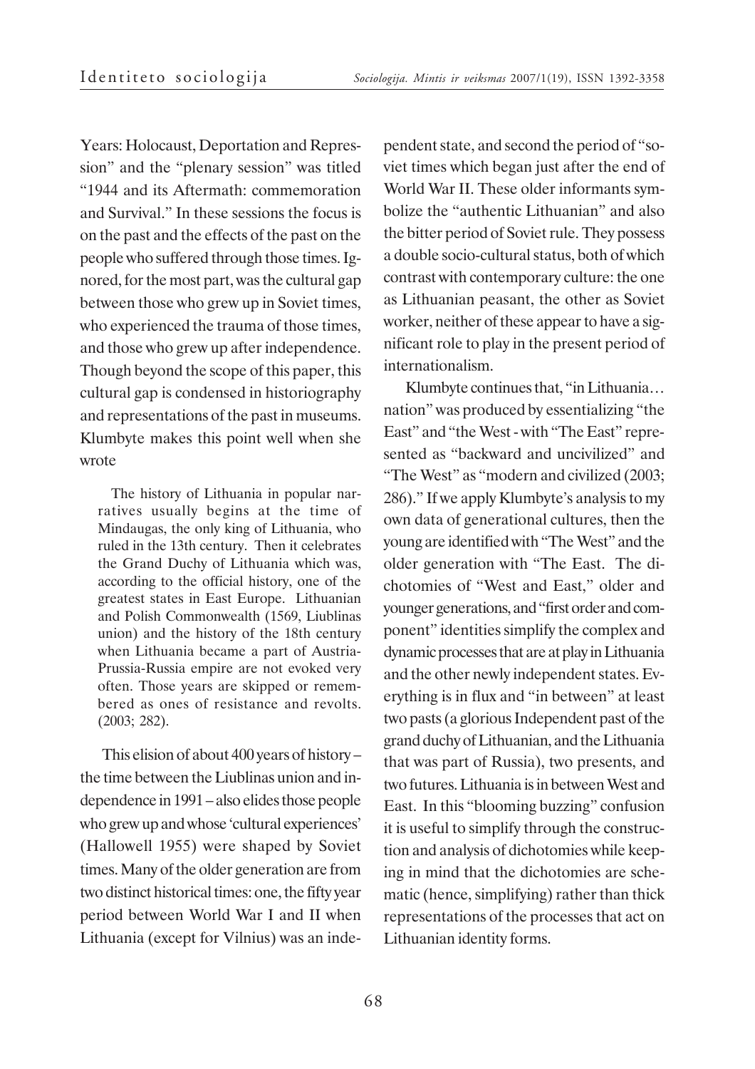Years: Holocaust, Deportation and Repression" and the "plenary session" was titled "1944 and its Aftermath: commemoration and Survival." In these sessions the focus is on the past and the effects of the past on the people who suffered through those times. Ignored, for the most part, was the cultural gap between those who grew up in Soviet times, who experienced the trauma of those times, and those who grew up after independence. Though beyond the scope of this paper, this cultural gap is condensed in historiography and representations of the past in museums. Klumbyte makes this point well when she wrote

> The history of Lithuania in popular narratives usually begins at the time of Mindaugas, the only king of Lithuania, who ruled in the 13th century. Then it celebrates the Grand Duchy of Lithuania which was, according to the official history, one of the greatest states in East Europe. Lithuanian and Polish Commonwealth (1569, Liublinas union) and the history of the 18th century when Lithuania became a part of Austria-Prussia-Russia empire are not evoked very often. Those years are skipped or remembered as ones of resistance and revolts. (2003; 282).

This elision of about 400 years of history – the time between the Liublinas union and independence in 1991 – also elides those people who grew up and whose 'cultural experiences' (Hallowell 1955) were shaped by Soviet times. Many of the older generation are from two distinct historical times: one, the fifty year period between World War I and II when Lithuania (except for Vilnius) was an independent state, and second the period of "soviet times which began just after the end of World War II. These older informants symbolize the "authentic Lithuanian" and also the bitter period of Soviet rule. They possess a double socio-cultural status, both of which contrast with contemporary culture: the one as Lithuanian peasant, the other as Soviet worker, neither of these appear to have a significant role to play in the present period of internationalism.

Klumbyte continues that, "in Lithuania… nation" was produced by essentializing "the East" and "the West - with "The East" represented as "backward and uncivilized" and "The West" as "modern and civilized (2003; 286)." If we apply Klumbyte's analysis to my own data of generational cultures, then the young are identified with "The West" and the older generation with "The East. The dichotomies of "West and East," older and younger generations, and "first order and component" identities simplify the complex and dynamic processes that are at play in Lithuania and the other newly independent states. Everything is in flux and "in between" at least two pasts (a glorious Independent past of the grand duchy of Lithuanian, and the Lithuania that was part of Russia), two presents, and two futures. Lithuania is in between West and East. In this "blooming buzzing" confusion it is useful to simplify through the construction and analysis of dichotomies while keeping in mind that the dichotomies are schematic (hence, simplifying) rather than thick representations of the processes that act on Lithuanian identity forms.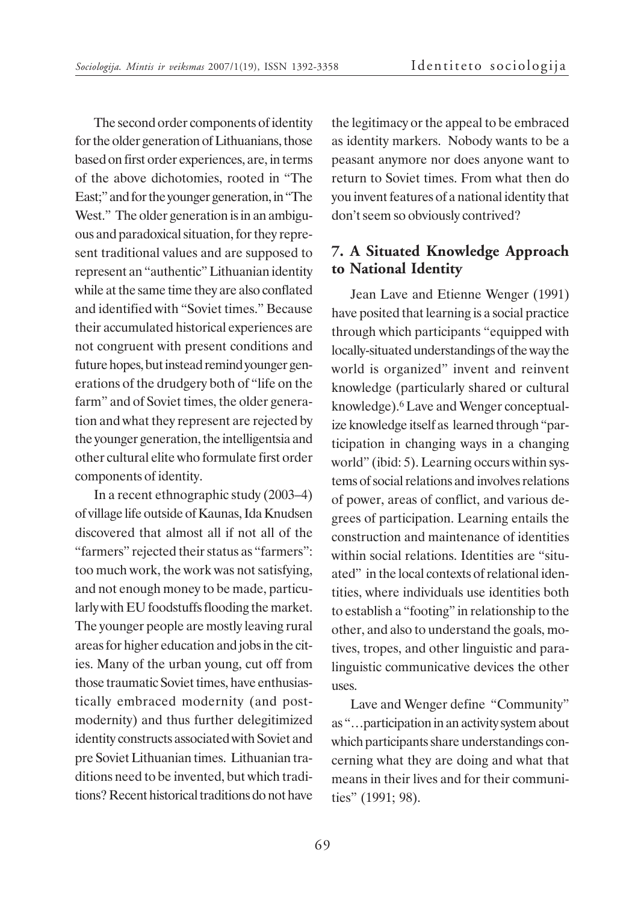The second order components of identity for the older generation of Lithuanians, those based on first order experiences, are, in terms of the above dichotomies, rooted in "The East;" and for the younger generation, in "The West." The older generation is in an ambiguous and paradoxical situation, for they represent traditional values and are supposed to represent an "authentic" Lithuanian identity while at the same time they are also conflated and identified with "Soviet times." Because their accumulated historical experiences are not congruent with present conditions and future hopes, but instead remind younger generations of the drudgery both of "life on the farm" and of Soviet times, the older generation and what they represent are rejected by the younger generation, the intelligentsia and other cultural elite who formulate first order components of identity.

In a recent ethnographic study (2003–4) of village life outside of Kaunas, Ida Knudsen discovered that almost all if not all of the "farmers" rejected their status as "farmers": too much work, the work was not satisfying, and not enough money to be made, particularly with EU foodstuffs flooding the market. The younger people are mostly leaving rural areas for higher education and jobs in the cities. Many of the urban young, cut off from those traumatic Soviet times, have enthusiastically embraced modernity (and postmodernity) and thus further delegitimized identity constructs associated with Soviet and pre Soviet Lithuanian times. Lithuanian traditions need to be invented, but which traditions? Recent historical traditions do not have the legitimacy or the appeal to be embraced as identity markers. Nobody wants to be a peasant anymore nor does anyone want to return to Soviet times. From what then do you invent features of a national identity that don't seem so obviously contrived?

## 7. A Situated Knowledge Approach to National Identity

Jean Lave and Etienne Wenger (1991) have posited that learning is a social practice through which participants "equipped with locally-situated understandings of the way the world is organized" invent and reinvent knowledge (particularly shared or cultural knowledge).[6] Lave and Wenger conceptualize knowledge itself as learned through "participation in changing ways in a changing world" (ibid: 5). Learning occurs within systems of social relations and involves relations of power, areas of conflict, and various degrees of participation. Learning entails the construction and maintenance of identities within social relations. Identities are "situated" in the local contexts of relational identities, where individuals use identities both to establish a "footing" in relationship to the other, and also to understand the goals, motives, tropes, and other linguistic and paralinguistic communicative devices the other uses.

Lave and Wenger define "Community" as "…participation in an activity system about which participants share understandings concerning what they are doing and what that means in their lives and for their communities" (1991; 98).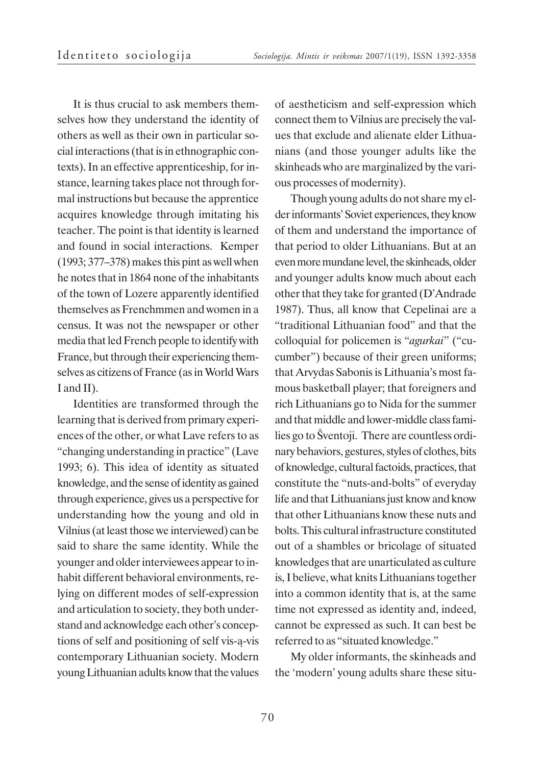It is thus crucial to ask members themselves how they understand the identity of others as well as their own in particular social interactions (that is in ethnographic contexts). In an effective apprenticeship, for instance, learning takes place not through formal instructions but because the apprentice acquires knowledge through imitating his teacher. The point is that identity is learned and found in social interactions. Kemper (1993; 377–378) makes this pint as well when he notes that in 1864 none of the inhabitants of the town of Lozere apparently identified themselves as Frenchmmen and women in a census. It was not the newspaper or other media that led French people to identify with France, but through their experiencing themselves as citizens of France (as in World Wars I and II).

Identities are transformed through the learning that is derived from primary experiences of the other, or what Lave refers to as "changing understanding in practice" (Lave 1993; 6). This idea of identity as situated knowledge, and the sense of identity as gained through experience, gives us a perspective for understanding how the young and old in Vilnius (at least those we interviewed) can be said to share the same identity. While the younger and older interviewees appear to inhabit different behavioral environments, relying on different modes of self-expression and articulation to society, they both understand and acknowledge each other's conceptions of self and positioning of self vis-ą-vis contemporary Lithuanian society. Modern young Lithuanian adults know that the values of aestheticism and self-expression which connect them to Vilnius are precisely the values that exclude and alienate elder Lithuanians (and those younger adults like the skinheads who are marginalized by the various processes of modernity).

Though young adults do not share my elder informants' Soviet experiences, they know of them and understand the importance of that period to older Lithuanians. But at an even more mundane level, the skinheads, older and younger adults know much about each other that they take for granted (D'Andrade 1987). Thus, all know that Cepelinai are a "traditional Lithuanian food" and that the colloquial for policemen is "*agurkai*" ("cucumber") because of their green uniforms; that Arvydas Sabonis is Lithuania's most famous basketball player; that foreigners and rich Lithuanians go to Nida for the summer and that middle and lower-middle class families go to Šventoji. There are countless ordinary behaviors, gestures, styles of clothes, bits of knowledge, cultural factoids, practices, that constitute the "nuts-and-bolts" of everyday life and that Lithuanians just know and know that other Lithuanians know these nuts and bolts. This cultural infrastructure constituted out of a shambles or bricolage of situated knowledges that are unarticulated as culture is, I believe, what knits Lithuanians together into a common identity that is, at the same time not expressed as identity and, indeed, cannot be expressed as such. It can best be referred to as "situated knowledge."

My older informants, the skinheads and the 'modern' young adults share these situ-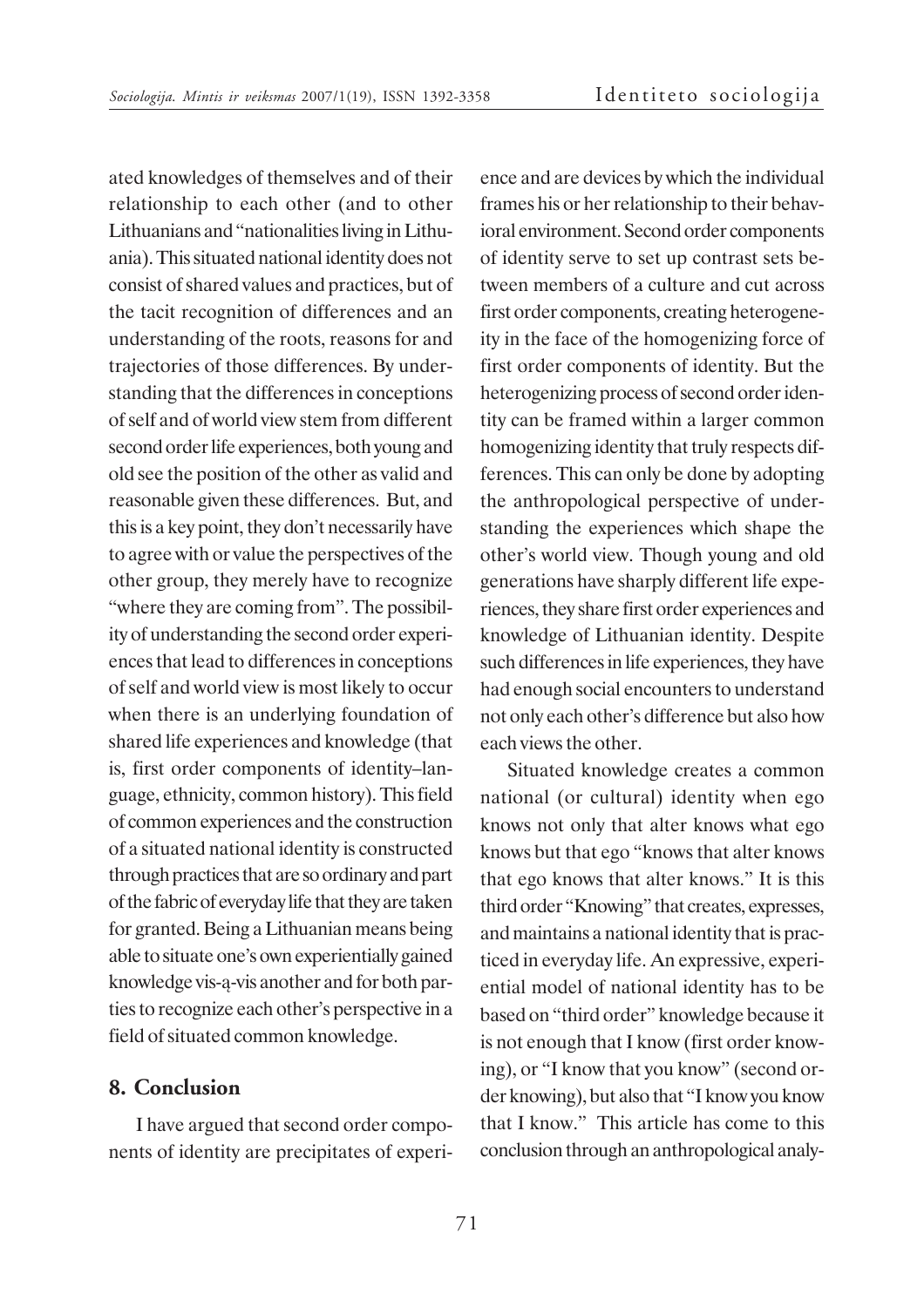ated knowledges of themselves and of their relationship to each other (and to other Lithuanians and "nationalities living in Lithuania). This situated national identity does not consist of shared values and practices, but of the tacit recognition of differences and an understanding of the roots, reasons for and trajectories of those differences. By understanding that the differences in conceptions of self and of world view stem from different second order life experiences, both young and old see the position of the other as valid and reasonable given these differences. But, and this is a key point, they don't necessarily have to agree with or value the perspectives of the other group, they merely have to recognize "where they are coming from". The possibility of understanding the second order experiences that lead to differences in conceptions of self and world view is most likely to occur when there is an underlying foundation of shared life experiences and knowledge (that is, first order components of identity–language, ethnicity, common history). This field of common experiences and the construction of a situated national identity is constructed through practices that are so ordinary and part of the fabric of everyday life that they are taken for granted. Being a Lithuanian means being able to situate one's own experientially gained knowledge vis-ą-vis another and for both parties to recognize each other's perspective in a field of situated common knowledge.

## 8. Conclusion

I have argued that second order components of identity are precipitates of experience and are devices by which the individual frames his or her relationship to their behavioral environment. Second order components of identity serve to set up contrast sets between members of a culture and cut across first order components, creating heterogeneity in the face of the homogenizing force of first order components of identity. But the heterogenizing process of second order identity can be framed within a larger common homogenizing identity that truly respects differences. This can only be done by adopting the anthropological perspective of understanding the experiences which shape the other's world view. Though young and old generations have sharply different life experiences, they share first order experiences and knowledge of Lithuanian identity. Despite such differences in life experiences, they have had enough social encounters to understand not only each other's difference but also how each views the other.

Situated knowledge creates a common national (or cultural) identity when ego knows not only that alter knows what ego knows but that ego "knows that alter knows that ego knows that alter knows." It is this third order "Knowing" that creates, expresses, and maintains a national identity that is practiced in everyday life. An expressive, experiential model of national identity has to be based on "third order" knowledge because it is not enough that I know (first order knowing), or "I know that you know" (second order knowing), but also that "I know you know that I know." This article has come to this conclusion through an anthropological analy-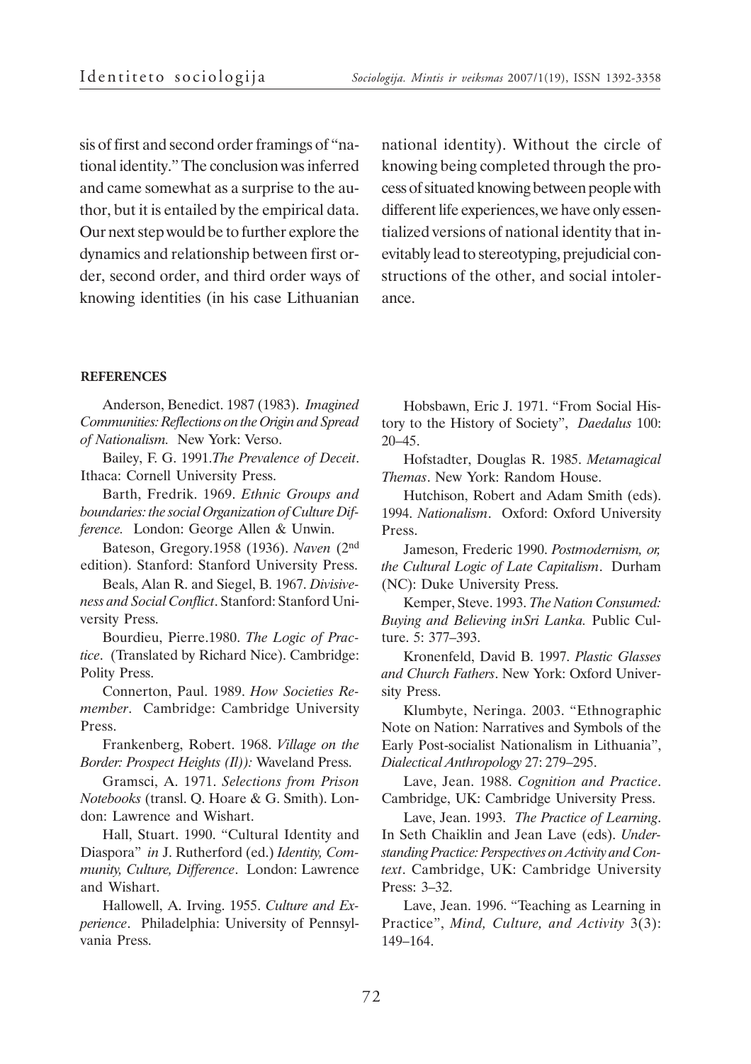sis of first and second order framings of "national identity." The conclusion was inferred and came somewhat as a surprise to the author, but it is entailed by the empirical data. Our next step would be to further explore the dynamics and relationship between first order, second order, and third order ways of knowing identities (in his case Lithuanian national identity). Without the circle of knowing being completed through the process of situated knowing between people with different life experiences, we have only essentialized versions of national identity that inevitably lead to stereotyping, prejudicial constructions of the other, and social intolerance.

#### REFERENCES

Anderson, Benedict. 1987 (1983). *Imagined Communities: Reflections on the Origin and Spread of Nationalism.* New York: Verso.

Bailey, F. G. 1991.*The Prevalence of Deceit*. Ithaca: Cornell University Press.

Barth, Fredrik. 1969. *Ethnic Groups and boundaries: the social Organization of Culture Difference.* London: George Allen & Unwin.

Bateson, Gregory.1958 (1936). *Naven* (2nd edition). Stanford: Stanford University Press.

Beals, Alan R. and Siegel, B. 1967. *Divisiveness and Social Conflict*. Stanford: Stanford University Press.

Bourdieu, Pierre.1980. *The Logic of Practice*. (Translated by Richard Nice). Cambridge: Polity Press.

Connerton, Paul. 1989. *How Societies Remember*. Cambridge: Cambridge University Press.

Frankenberg, Robert. 1968. *Village on the Border: Prospect Heights (Il)):* Waveland Press.

Gramsci, A. 1971. *Selections from Prison Notebooks* (transl. Q. Hoare & G. Smith). London: Lawrence and Wishart.

Hall, Stuart. 1990. "Cultural Identity and Diaspora" *in* J. Rutherford (ed.) *Identity, Community, Culture, Difference*. London: Lawrence and Wishart.

Hallowell, A. Irving. 1955. *Culture and Experience*. Philadelphia: University of Pennsylvania Press.

Hobsbawn, Eric J. 1971. "From Social History to the History of Society", *Daedalus* 100: 20–45.

Hofstadter, Douglas R. 1985. *Metamagical Themas*. New York: Random House.

Hutchison, Robert and Adam Smith (eds). 1994. *Nationalism*. Oxford: Oxford University Press.

Jameson, Frederic 1990. *Postmodernism, or, the Cultural Logic of Late Capitalism*. Durham (NC): Duke University Press.

Kemper, Steve. 1993. *The Nation Consumed: Buying and Believing inSri Lanka.* Public Culture. 5: 377–393.

Kronenfeld, David B. 1997. *Plastic Glasses and Church Fathers*. New York: Oxford University Press.

Klumbyte, Neringa. 2003. "Ethnographic Note on Nation: Narratives and Symbols of the Early Post-socialist Nationalism in Lithuania", *Dialectical Anthropology* 27: 279–295.

Lave, Jean. 1988. *Cognition and Practice*. Cambridge, UK: Cambridge University Press.

Lave, Jean. 1993. *The Practice of Learning*. In Seth Chaiklin and Jean Lave (eds). *Understanding Practice: Perspectives on Activity and Context*. Cambridge, UK: Cambridge University Press: 3–32.

Lave, Jean. 1996. "Teaching as Learning in Practice", *Mind, Culture, and Activity* 3(3): 149–164.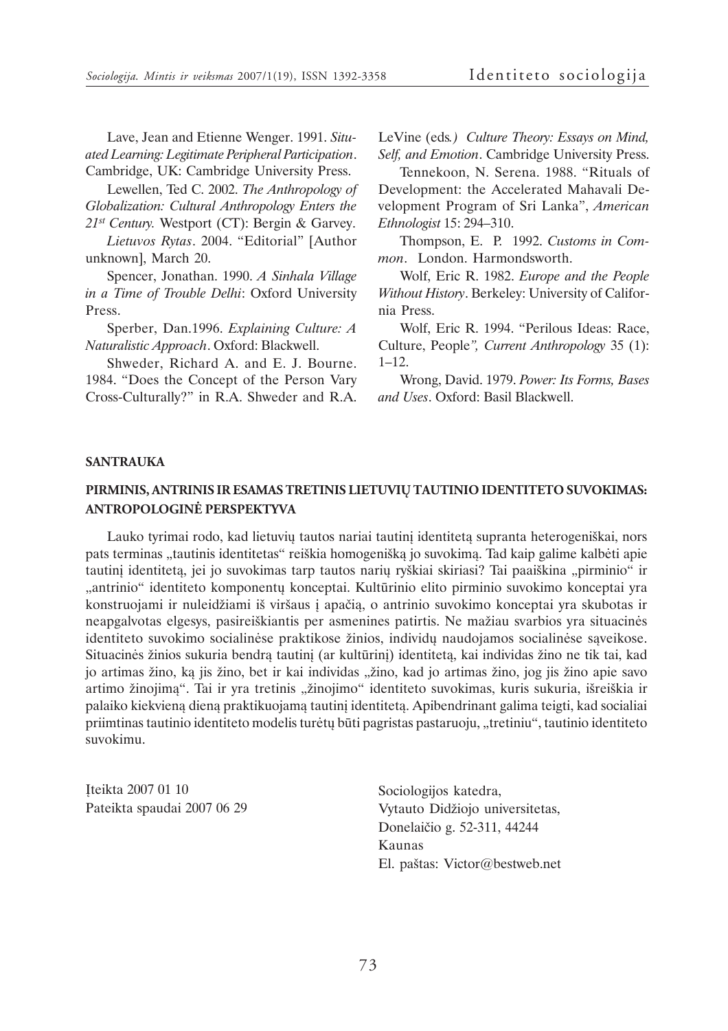Lave, Jean and Etienne Wenger. 1991. *Situated Learning: Legitimate Peripheral Participation*. Cambridge, UK: Cambridge University Press.

Lewellen, Ted C. 2002. *The Anthropology of Globalization: Cultural Anthropology Enters the 21st Century.* Westport (CT): Bergin & Garvey.

*Lietuvos Rytas*. 2004. "Editorial" [Author unknown], March 20.

Spencer, Jonathan. 1990. *A Sinhala Village in a Time of Trouble Delhi*: Oxford University Press.

Sperber, Dan.1996. *Explaining Culture: A Naturalistic Approach*. Oxford: Blackwell.

Shweder, Richard A. and E. J. Bourne. 1984. "Does the Concept of the Person Vary Cross-Culturally?" in R.A. Shweder and R.A. LeVine (eds*.) Culture Theory: Essays on Mind, Self, and Emotion*. Cambridge University Press.

Tennekoon, N. Serena. 1988. "Rituals of Development: the Accelerated Mahavali Development Program of Sri Lanka", *American Ethnologist* 15: 294–310.

Thompson, E. P. 1992. *Customs in Common*. London. Harmondsworth.

Wolf, Eric R. 1982. *Europe and the People Without History*. Berkeley: University of California Press.

Wolf, Eric R. 1994. "Perilous Ideas: Race, Culture, People*", Current Anthropology* 35 (1): 1–12.

Wrong, David. 1979. *Power: Its Forms, Bases and Uses*. Oxford: Basil Blackwell.

## SANTRAUKA

### PIRMINIS, ANTRINIS IR ESAMAS TRETINIS LIETUVIŲ TAUTINIO IDENTITETO SUVOKIMAS: ANTROPOLOGINĖ PERSPEKTYVA

Lauko tyrimai rodo, kad lietuvių tautos nariai tautinį identitetą supranta heterogeniškai, nors pats terminas „tautinis identitetas" reiškia homogenišką jo suvokimą. Tad kaip galime kalbėti apie tautinį identitetą, jei jo suvokimas tarp tautos narių ryškiai skiriasi? Tai paaiškina „pirminio" ir „antrinio" identiteto komponentų konceptai. Kultūrinio elito pirminio suvokimo konceptai yra konstruojami ir nuleidžiami iš viršaus į apačią, o antrinio suvokimo konceptai yra skubotas ir neapgalvotas elgesys, pasireiškiantis per asmenines patirtis. Ne mažiau svarbios yra situacinės identiteto suvokimo socialinėse praktikose žinios, individų naudojamos socialinėse sąveikose. Situacinės žinios sukuria bendrą tautinį (ar kultūrinį) identitetą, kai individas žino ne tik tai, kad jo artimas žino, ką jis žino, bet ir kai individas „žino, kad jo artimas žino, jog jis žino apie savo artimo žinojimą". Tai ir yra tretinis „žinojimo" identiteto suvokimas, kuris sukuria, išreiškia ir palaiko kiekvieną dieną praktikuojamą tautinį identitetą. Apibendrinant galima teigti, kad socialiai priimtinas tautinio identiteto modelis turėtų būti pagristas pastaruoju, „tretiniu", tautinio identiteto suvokimu.

Įteikta 2007 01 10
Pateikta spaudai 2007 06 29

Sociologijos katedra,
Vytauto Didžiojo universitetas,
Donelaičio g. 52-311, 44244
Kaunas
El. paštas: Victor@bestweb.net